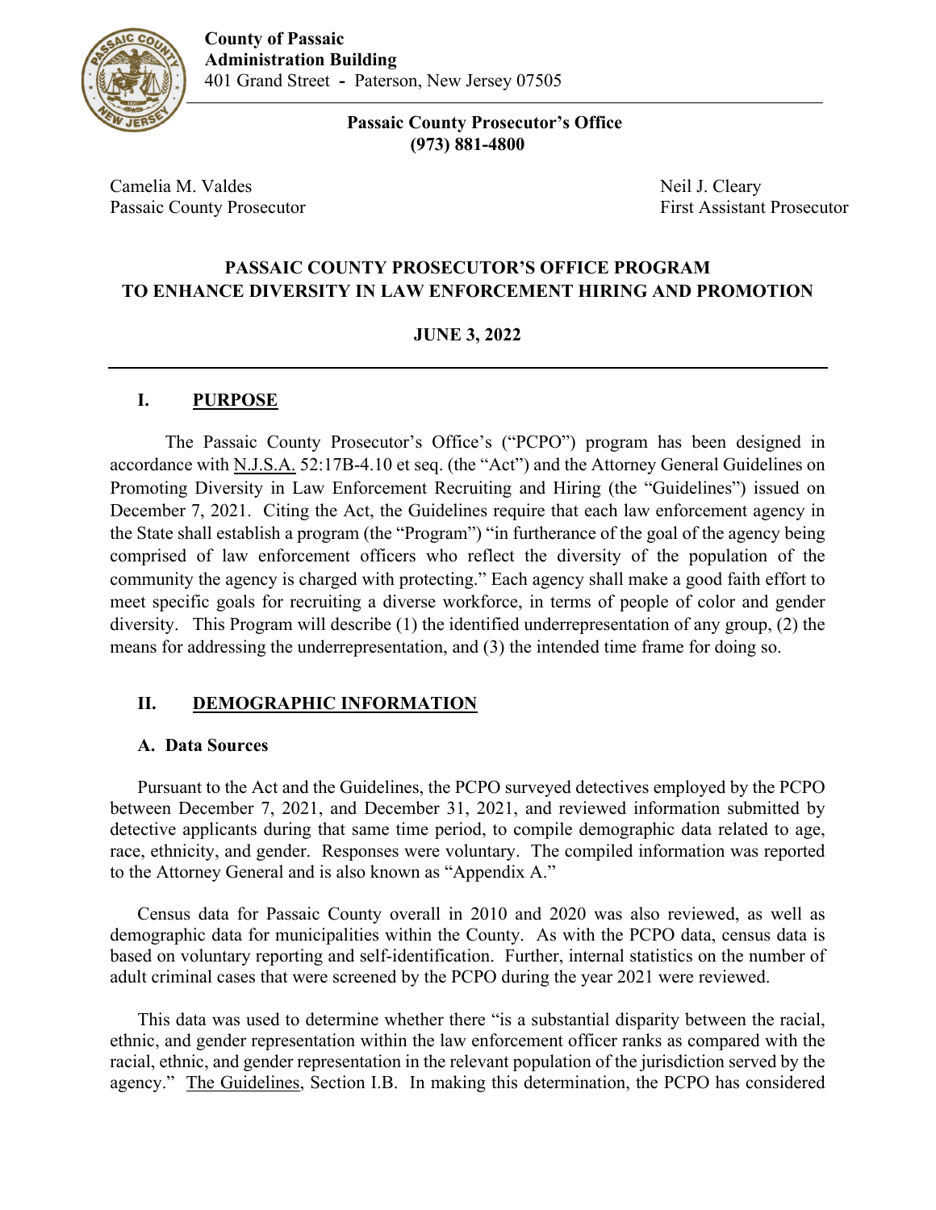**County of Passaic**
**Administration Building**
401 Grand Street - Paterson, New Jersey 07505

**Passaic County Prosecutor's Office**
**(973) 881-4800**

Camelia M. Valdes
Passaic County Prosecutor

Neil J. Cleary
First Assistant Prosecutor

# PASSAIC COUNTY PROSECUTOR'S OFFICE PROGRAM TO ENHANCE DIVERSITY IN LAW ENFORCEMENT HIRING AND PROMOTION

**JUNE 3, 2022**

---

## I. PURPOSE

The Passaic County Prosecutor's Office's ("PCPO") program has been designed in accordance with N.J.S.A. 52:17B-4.10 et seq. (the "Act") and the Attorney General Guidelines on Promoting Diversity in Law Enforcement Recruiting and Hiring (the "Guidelines") issued on December 7, 2021. Citing the Act, the Guidelines require that each law enforcement agency in the State shall establish a program (the "Program") "in furtherance of the goal of the agency being comprised of law enforcement officers who reflect the diversity of the population of the community the agency is charged with protecting." Each agency shall make a good faith effort to meet specific goals for recruiting a diverse workforce, in terms of people of color and gender diversity. This Program will describe (1) the identified underrepresentation of any group, (2) the means for addressing the underrepresentation, and (3) the intended time frame for doing so.

## II. DEMOGRAPHIC INFORMATION

### A. Data Sources

Pursuant to the Act and the Guidelines, the PCPO surveyed detectives employed by the PCPO between December 7, 2021, and December 31, 2021, and reviewed information submitted by detective applicants during that same time period, to compile demographic data related to age, race, ethnicity, and gender. Responses were voluntary. The compiled information was reported to the Attorney General and is also known as "Appendix A."

Census data for Passaic County overall in 2010 and 2020 was also reviewed, as well as demographic data for municipalities within the County. As with the PCPO data, census data is based on voluntary reporting and self-identification. Further, internal statistics on the number of adult criminal cases that were screened by the PCPO during the year 2021 were reviewed.

This data was used to determine whether there "is a substantial disparity between the racial, ethnic, and gender representation within the law enforcement officer ranks as compared with the racial, ethnic, and gender representation in the relevant population of the jurisdiction served by the agency." The Guidelines, Section I.B. In making this determination, the PCPO has considered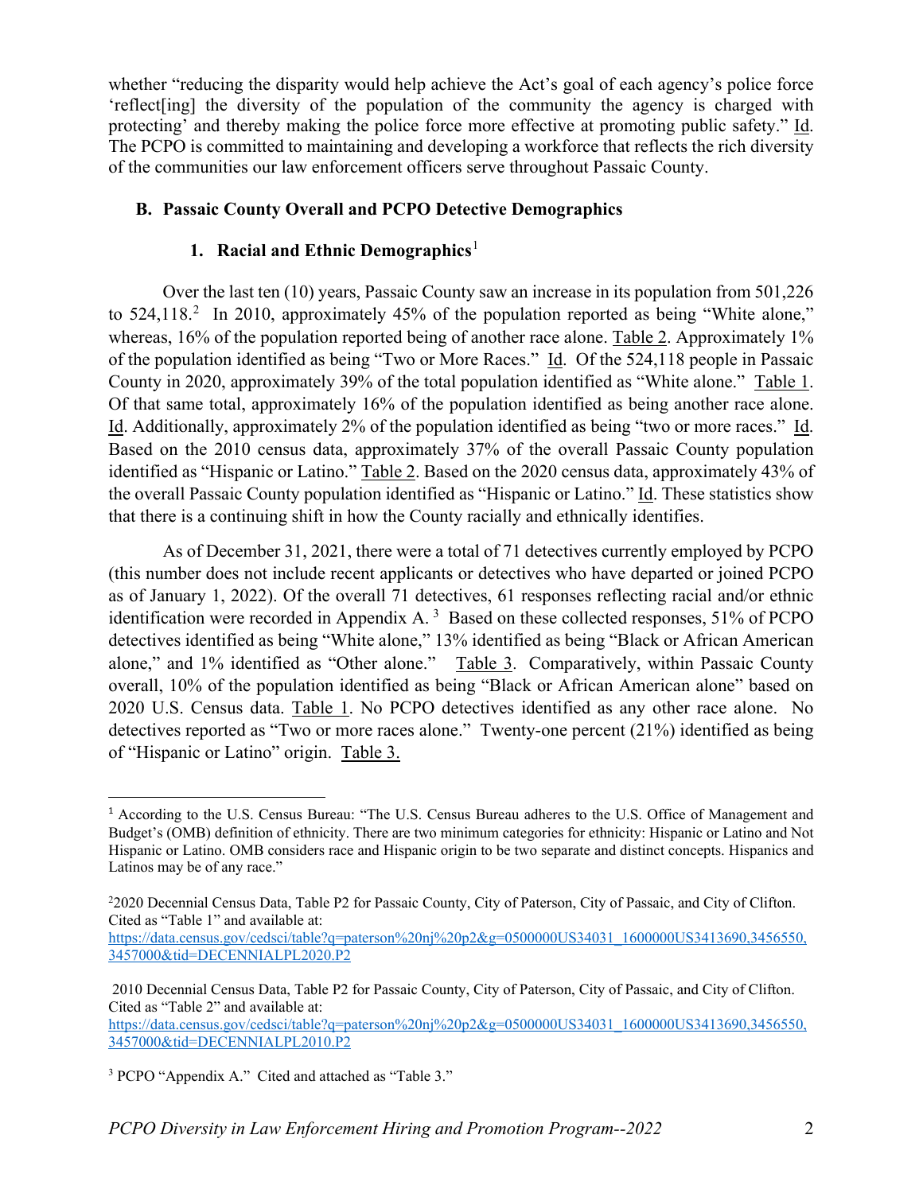whether "reducing the disparity would help achieve the Act's goal of each agency's police force 'reflect[ing] the diversity of the population of the community the agency is charged with protecting' and thereby making the police force more effective at promoting public safety." Id. The PCPO is committed to maintaining and developing a workforce that reflects the rich diversity of the communities our law enforcement officers serve throughout Passaic County.

## B. Passaic County Overall and PCPO Detective Demographics

### 1. Racial and Ethnic Demographics[1]

Over the last ten (10) years, Passaic County saw an increase in its population from 501,226 to 524,118.[2] In 2010, approximately 45% of the population reported as being "White alone," whereas, 16% of the population reported being of another race alone. Table 2. Approximately 1% of the population identified as being "Two or More Races." Id. Of the 524,118 people in Passaic County in 2020, approximately 39% of the total population identified as "White alone." Table 1. Of that same total, approximately 16% of the population identified as being another race alone. Id. Additionally, approximately 2% of the population identified as being "two or more races." Id. Based on the 2010 census data, approximately 37% of the overall Passaic County population identified as "Hispanic or Latino." Table 2. Based on the 2020 census data, approximately 43% of the overall Passaic County population identified as "Hispanic or Latino." Id. These statistics show that there is a continuing shift in how the County racially and ethnically identifies.

As of December 31, 2021, there were a total of 71 detectives currently employed by PCPO (this number does not include recent applicants or detectives who have departed or joined PCPO as of January 1, 2022). Of the overall 71 detectives, 61 responses reflecting racial and/or ethnic identification were recorded in Appendix A.[3] Based on these collected responses, 51% of PCPO detectives identified as being "White alone," 13% identified as being "Black or African American alone," and 1% identified as "Other alone." Table 3. Comparatively, within Passaic County overall, 10% of the population identified as being "Black or African American alone" based on 2020 U.S. Census data. Table 1. No PCPO detectives identified as any other race alone. No detectives reported as "Two or more races alone." Twenty-one percent (21%) identified as being of "Hispanic or Latino" origin. Table 3.

---

[1] According to the U.S. Census Bureau: "The U.S. Census Bureau adheres to the U.S. Office of Management and Budget's (OMB) definition of ethnicity. There are two minimum categories for ethnicity: Hispanic or Latino and Not Hispanic or Latino. OMB considers race and Hispanic origin to be two separate and distinct concepts. Hispanics and Latinos may be of any race."

[2] 2020 Decennial Census Data, Table P2 for Passaic County, City of Paterson, City of Passaic, and City of Clifton. Cited as "Table 1" and available at: https://data.census.gov/cedsci/table?q=paterson%20nj%20p2&g=0500000US34031_1600000US3413690,3456550,3457000&tid=DECENNIALPL2020.P2

2010 Decennial Census Data, Table P2 for Passaic County, City of Paterson, City of Passaic, and City of Clifton. Cited as "Table 2" and available at: https://data.census.gov/cedsci/table?q=paterson%20nj%20p2&g=0500000US34031_1600000US3413690,3456550,3457000&tid=DECENNIALPL2010.P2

[3] PCPO "Appendix A." Cited and attached as "Table 3."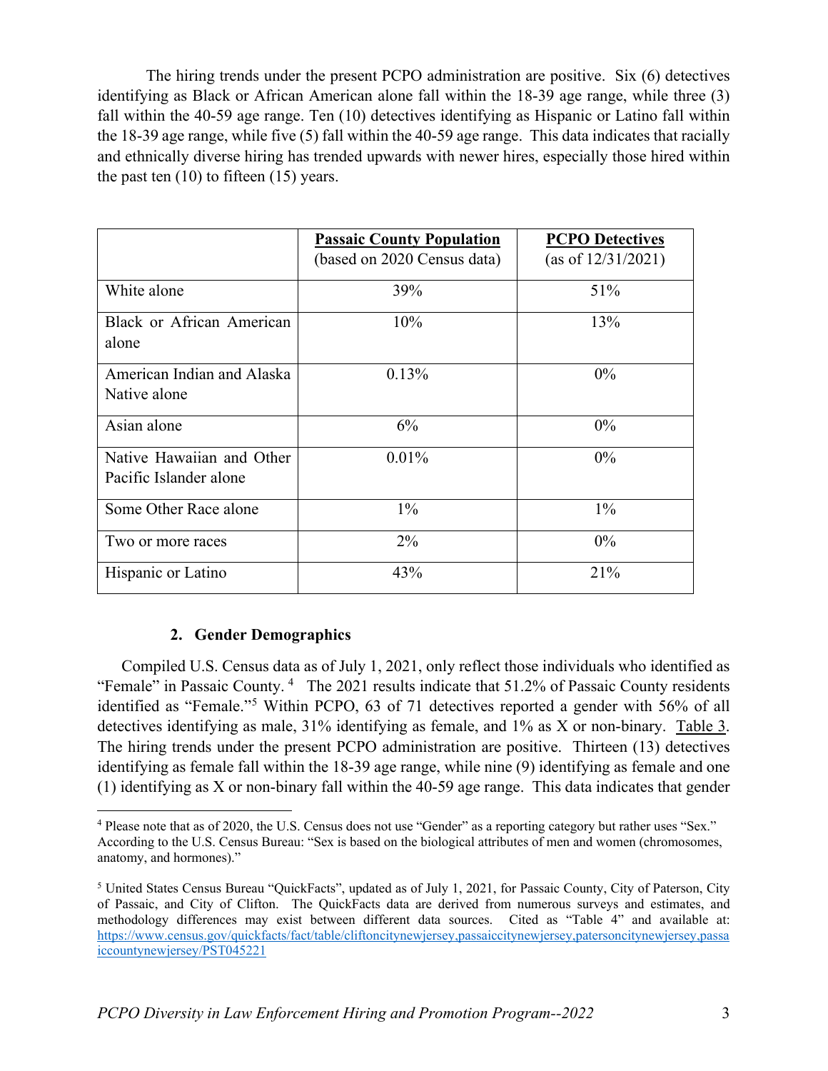The hiring trends under the present PCPO administration are positive. Six (6) detectives identifying as Black or African American alone fall within the 18-39 age range, while three (3) fall within the 40-59 age range. Ten (10) detectives identifying as Hispanic or Latino fall within the 18-39 age range, while five (5) fall within the 40-59 age range. This data indicates that racially and ethnically diverse hiring has trended upwards with newer hires, especially those hired within the past ten (10) to fifteen (15) years.

| | **Passaic County Population** (based on 2020 Census data) | **PCPO Detectives** (as of 12/31/2021) |
|---|---|---|
| White alone | 39% | 51% |
| Black or African American alone | 10% | 13% |
| American Indian and Alaska Native alone | 0.13% | 0% |
| Asian alone | 6% | 0% |
| Native Hawaiian and Other Pacific Islander alone | 0.01% | 0% |
| Some Other Race alone | 1% | 1% |
| Two or more races | 2% | 0% |
| Hispanic or Latino | 43% | 21% |

### 2. Gender Demographics

Compiled U.S. Census data as of July 1, 2021, only reflect those individuals who identified as "Female" in Passaic County.[4] The 2021 results indicate that 51.2% of Passaic County residents identified as "Female."[5] Within PCPO, 63 of 71 detectives reported a gender with 56% of all detectives identifying as male, 31% identifying as female, and 1% as X or non-binary. Table 3. The hiring trends under the present PCPO administration are positive. Thirteen (13) detectives identifying as female fall within the 18-39 age range, while nine (9) identifying as female and one (1) identifying as X or non-binary fall within the 40-59 age range. This data indicates that gender

[4] Please note that as of 2020, the U.S. Census does not use "Gender" as a reporting category but rather uses "Sex." According to the U.S. Census Bureau: "Sex is based on the biological attributes of men and women (chromosomes, anatomy, and hormones)."

[5] United States Census Bureau "QuickFacts", updated as of July 1, 2021, for Passaic County, City of Paterson, City of Passaic, and City of Clifton. The QuickFacts data are derived from numerous surveys and estimates, and methodology differences may exist between different data sources. Cited as "Table 4" and available at: https://www.census.gov/quickfacts/fact/table/cliftoncitynewjersey,passaiccitynewjersey,patersoncitynewjersey,passaiccountynewjersey/PST045221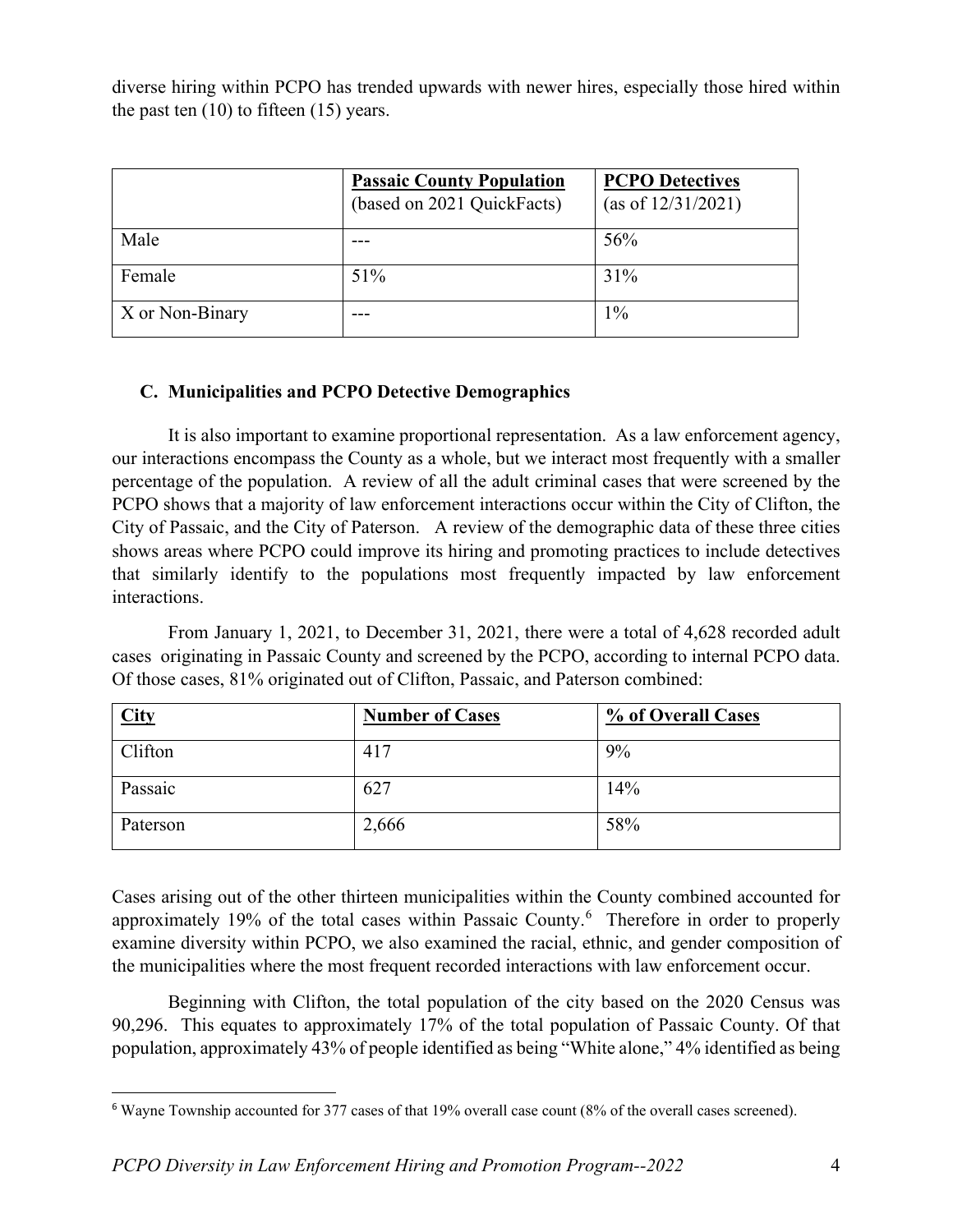diverse hiring within PCPO has trended upwards with newer hires, especially those hired within the past ten (10) to fifteen (15) years.

| | **Passaic County Population** (based on 2021 QuickFacts) | **PCPO Detectives** (as of 12/31/2021) |
|---|---|---|
| Male | --- | 56% |
| Female | 51% | 31% |
| X or Non-Binary | --- | 1% |

### C. Municipalities and PCPO Detective Demographics

It is also important to examine proportional representation. As a law enforcement agency, our interactions encompass the County as a whole, but we interact most frequently with a smaller percentage of the population. A review of all the adult criminal cases that were screened by the PCPO shows that a majority of law enforcement interactions occur within the City of Clifton, the City of Passaic, and the City of Paterson. A review of the demographic data of these three cities shows areas where PCPO could improve its hiring and promoting practices to include detectives that similarly identify to the populations most frequently impacted by law enforcement interactions.

From January 1, 2021, to December 31, 2021, there were a total of 4,628 recorded adult cases originating in Passaic County and screened by the PCPO, according to internal PCPO data. Of those cases, 81% originated out of Clifton, Passaic, and Paterson combined:

| **City** | **Number of Cases** | **% of Overall Cases** |
|---|---|---|
| Clifton | 417 | 9% |
| Passaic | 627 | 14% |
| Paterson | 2,666 | 58% |

Cases arising out of the other thirteen municipalities within the County combined accounted for approximately 19% of the total cases within Passaic County.[6] Therefore in order to properly examine diversity within PCPO, we also examined the racial, ethnic, and gender composition of the municipalities where the most frequent recorded interactions with law enforcement occur.

Beginning with Clifton, the total population of the city based on the 2020 Census was 90,296. This equates to approximately 17% of the total population of Passaic County. Of that population, approximately 43% of people identified as being "White alone," 4% identified as being

[6] Wayne Township accounted for 377 cases of that 19% overall case count (8% of the overall cases screened).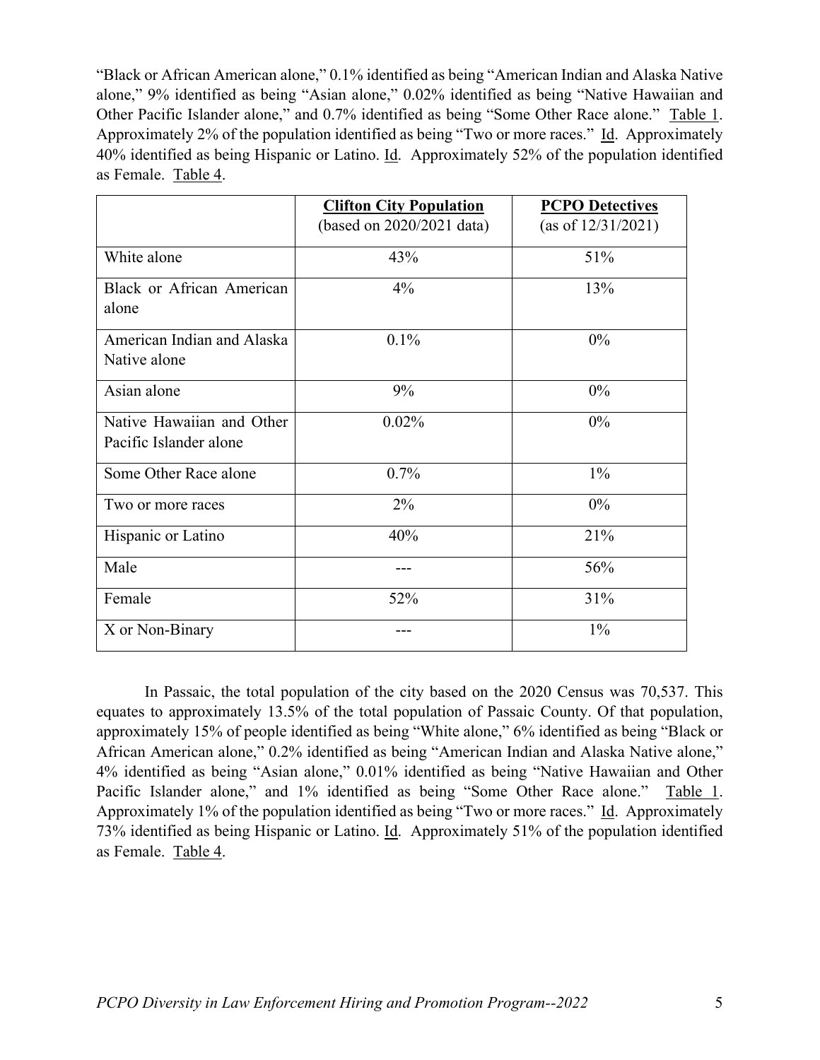"Black or African American alone," 0.1% identified as being "American Indian and Alaska Native alone," 9% identified as being "Asian alone," 0.02% identified as being "Native Hawaiian and Other Pacific Islander alone," and 0.7% identified as being "Some Other Race alone." Table 1. Approximately 2% of the population identified as being "Two or more races." Id. Approximately 40% identified as being Hispanic or Latino. Id. Approximately 52% of the population identified as Female. Table 4.

| | **Clifton City Population** (based on 2020/2021 data) | **PCPO Detectives** (as of 12/31/2021) |
|---|---|---|
| White alone | 43% | 51% |
| Black or African American alone | 4% | 13% |
| American Indian and Alaska Native alone | 0.1% | 0% |
| Asian alone | 9% | 0% |
| Native Hawaiian and Other Pacific Islander alone | 0.02% | 0% |
| Some Other Race alone | 0.7% | 1% |
| Two or more races | 2% | 0% |
| Hispanic or Latino | 40% | 21% |
| Male | --- | 56% |
| Female | 52% | 31% |
| X or Non-Binary | --- | 1% |

In Passaic, the total population of the city based on the 2020 Census was 70,537. This equates to approximately 13.5% of the total population of Passaic County. Of that population, approximately 15% of people identified as being "White alone," 6% identified as being "Black or African American alone," 0.2% identified as being "American Indian and Alaska Native alone," 4% identified as being "Asian alone," 0.01% identified as being "Native Hawaiian and Other Pacific Islander alone," and 1% identified as being "Some Other Race alone." Table 1. Approximately 1% of the population identified as being "Two or more races." Id. Approximately 73% identified as being Hispanic or Latino. Id. Approximately 51% of the population identified as Female. Table 4.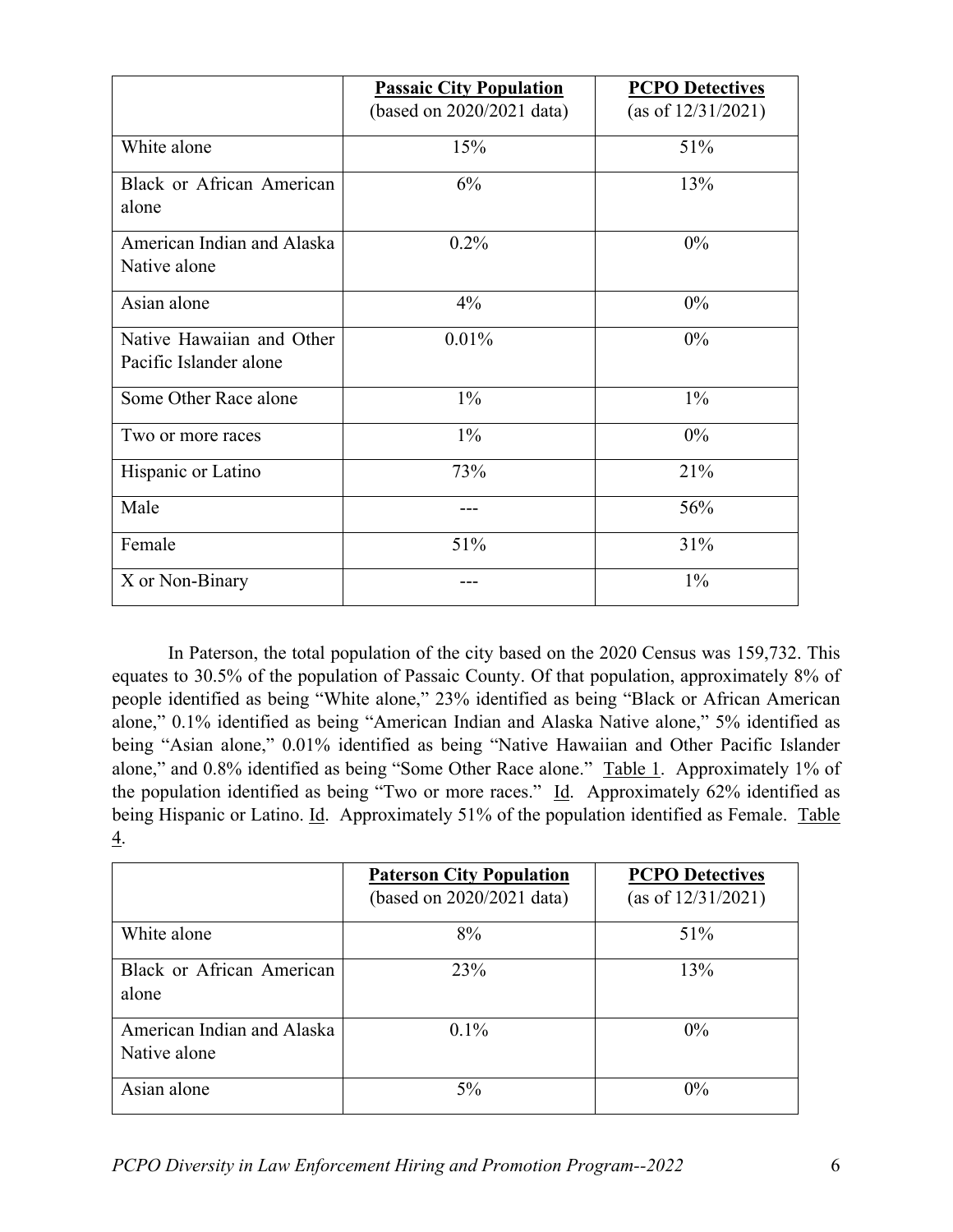| | **Passaic City Population** (based on 2020/2021 data) | **PCPO Detectives** (as of 12/31/2021) |
|---|---|---|
| White alone | 15% | 51% |
| Black or African American alone | 6% | 13% |
| American Indian and Alaska Native alone | 0.2% | 0% |
| Asian alone | 4% | 0% |
| Native Hawaiian and Other Pacific Islander alone | 0.01% | 0% |
| Some Other Race alone | 1% | 1% |
| Two or more races | 1% | 0% |
| Hispanic or Latino | 73% | 21% |
| Male | --- | 56% |
| Female | 51% | 31% |
| X or Non-Binary | --- | 1% |

In Paterson, the total population of the city based on the 2020 Census was 159,732. This equates to 30.5% of the population of Passaic County. Of that population, approximately 8% of people identified as being "White alone," 23% identified as being "Black or African American alone," 0.1% identified as being "American Indian and Alaska Native alone," 5% identified as being "Asian alone," 0.01% identified as being "Native Hawaiian and Other Pacific Islander alone," and 0.8% identified as being "Some Other Race alone." Table 1. Approximately 1% of the population identified as being "Two or more races." Id. Approximately 62% identified as being Hispanic or Latino. Id. Approximately 51% of the population identified as Female. Table 4.

| | **Paterson City Population** (based on 2020/2021 data) | **PCPO Detectives** (as of 12/31/2021) |
|---|---|---|
| White alone | 8% | 51% |
| Black or African American alone | 23% | 13% |
| American Indian and Alaska Native alone | 0.1% | 0% |
| Asian alone | 5% | 0% |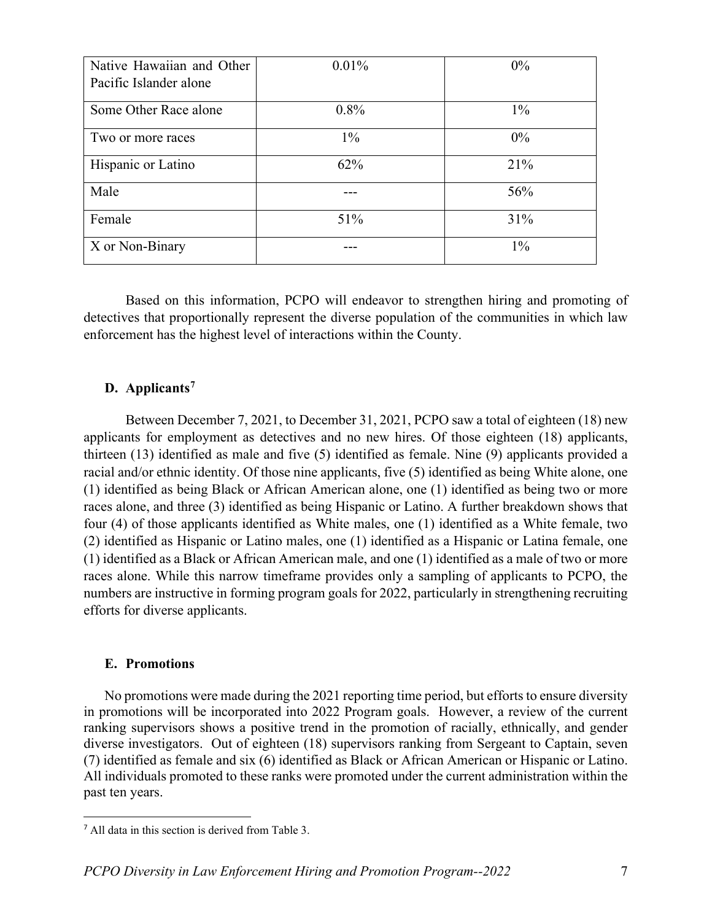| | | |
|---|---|---|
| Native Hawaiian and Other Pacific Islander alone | 0.01% | 0% |
| Some Other Race alone | 0.8% | 1% |
| Two or more races | 1% | 0% |
| Hispanic or Latino | 62% | 21% |
| Male | --- | 56% |
| Female | 51% | 31% |
| X or Non-Binary | --- | 1% |

Based on this information, PCPO will endeavor to strengthen hiring and promoting of detectives that proportionally represent the diverse population of the communities in which law enforcement has the highest level of interactions within the County.

### D. Applicants[7]

Between December 7, 2021, to December 31, 2021, PCPO saw a total of eighteen (18) new applicants for employment as detectives and no new hires. Of those eighteen (18) applicants, thirteen (13) identified as male and five (5) identified as female. Nine (9) applicants provided a racial and/or ethnic identity. Of those nine applicants, five (5) identified as being White alone, one (1) identified as being Black or African American alone, one (1) identified as being two or more races alone, and three (3) identified as being Hispanic or Latino. A further breakdown shows that four (4) of those applicants identified as White males, one (1) identified as a White female, two (2) identified as Hispanic or Latino males, one (1) identified as a Hispanic or Latina female, one (1) identified as a Black or African American male, and one (1) identified as a male of two or more races alone. While this narrow timeframe provides only a sampling of applicants to PCPO, the numbers are instructive in forming program goals for 2022, particularly in strengthening recruiting efforts for diverse applicants.

### E. Promotions

No promotions were made during the 2021 reporting time period, but efforts to ensure diversity in promotions will be incorporated into 2022 Program goals. However, a review of the current ranking supervisors shows a positive trend in the promotion of racially, ethnically, and gender diverse investigators. Out of eighteen (18) supervisors ranking from Sergeant to Captain, seven (7) identified as female and six (6) identified as Black or African American or Hispanic or Latino. All individuals promoted to these ranks were promoted under the current administration within the past ten years.

[7] All data in this section is derived from Table 3.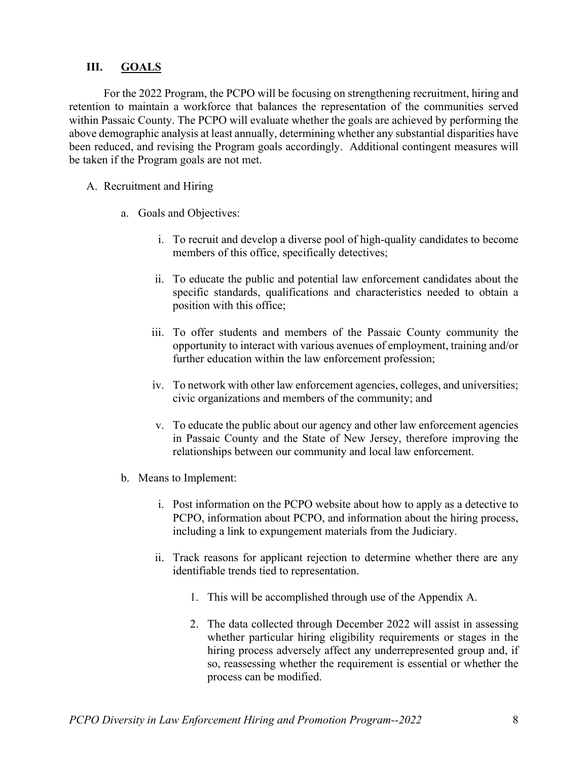## III. GOALS

For the 2022 Program, the PCPO will be focusing on strengthening recruitment, hiring and retention to maintain a workforce that balances the representation of the communities served within Passaic County. The PCPO will evaluate whether the goals are achieved by performing the above demographic analysis at least annually, determining whether any substantial disparities have been reduced, and revising the Program goals accordingly. Additional contingent measures will be taken if the Program goals are not met.

A. Recruitment and Hiring

a. Goals and Objectives:

i. To recruit and develop a diverse pool of high-quality candidates to become members of this office, specifically detectives;

ii. To educate the public and potential law enforcement candidates about the specific standards, qualifications and characteristics needed to obtain a position with this office;

iii. To offer students and members of the Passaic County community the opportunity to interact with various avenues of employment, training and/or further education within the law enforcement profession;

iv. To network with other law enforcement agencies, colleges, and universities; civic organizations and members of the community; and

v. To educate the public about our agency and other law enforcement agencies in Passaic County and the State of New Jersey, therefore improving the relationships between our community and local law enforcement.

b. Means to Implement:

i. Post information on the PCPO website about how to apply as a detective to PCPO, information about PCPO, and information about the hiring process, including a link to expungement materials from the Judiciary.

ii. Track reasons for applicant rejection to determine whether there are any identifiable trends tied to representation.

1. This will be accomplished through use of the Appendix A.

2. The data collected through December 2022 will assist in assessing whether particular hiring eligibility requirements or stages in the hiring process adversely affect any underrepresented group and, if so, reassessing whether the requirement is essential or whether the process can be modified.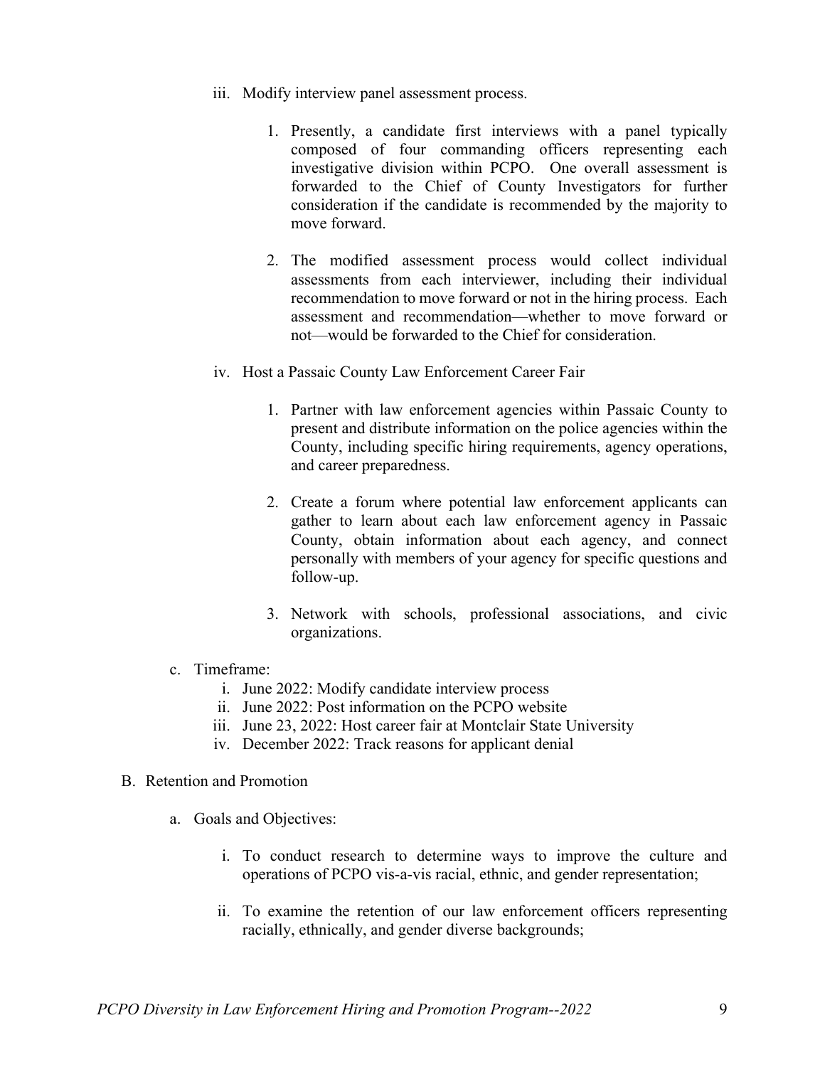iii. Modify interview panel assessment process.

   1. Presently, a candidate first interviews with a panel typically composed of four commanding officers representing each investigative division within PCPO. One overall assessment is forwarded to the Chief of County Investigators for further consideration if the candidate is recommended by the majority to move forward.

   2. The modified assessment process would collect individual assessments from each interviewer, including their individual recommendation to move forward or not in the hiring process. Each assessment and recommendation—whether to move forward or not—would be forwarded to the Chief for consideration.

iv. Host a Passaic County Law Enforcement Career Fair

   1. Partner with law enforcement agencies within Passaic County to present and distribute information on the police agencies within the County, including specific hiring requirements, agency operations, and career preparedness.

   2. Create a forum where potential law enforcement applicants can gather to learn about each law enforcement agency in Passaic County, obtain information about each agency, and connect personally with members of your agency for specific questions and follow-up.

   3. Network with schools, professional associations, and civic organizations.

c. Timeframe:
   i. June 2022: Modify candidate interview process
   ii. June 2022: Post information on the PCPO website
   iii. June 23, 2022: Host career fair at Montclair State University
   iv. December 2022: Track reasons for applicant denial

B. Retention and Promotion

a. Goals and Objectives:

   i. To conduct research to determine ways to improve the culture and operations of PCPO vis-a-vis racial, ethnic, and gender representation;

   ii. To examine the retention of our law enforcement officers representing racially, ethnically, and gender diverse backgrounds;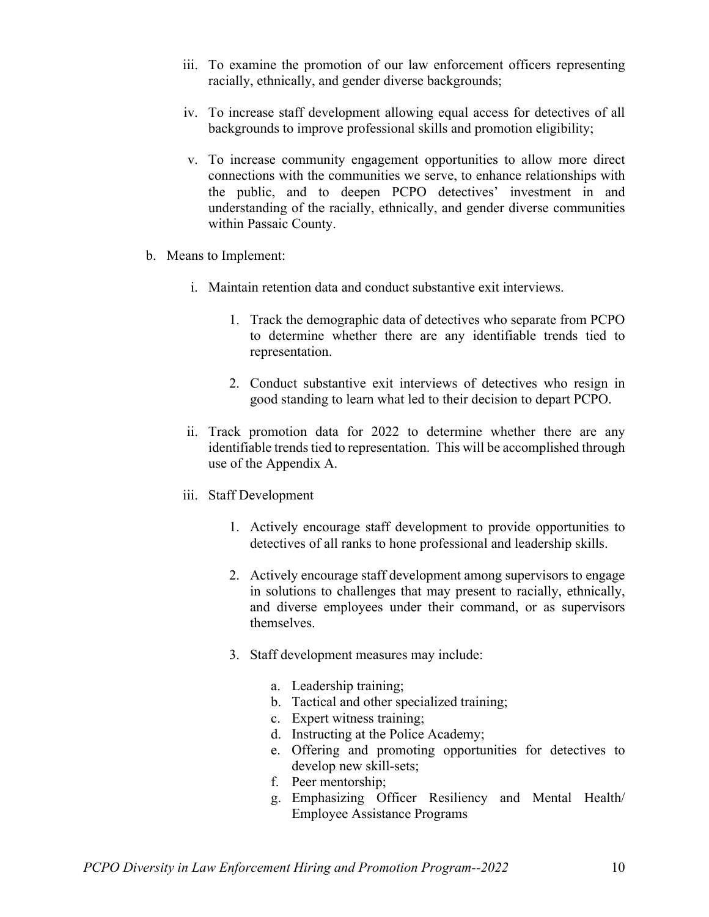iii. To examine the promotion of our law enforcement officers representing racially, ethnically, and gender diverse backgrounds;

iv. To increase staff development allowing equal access for detectives of all backgrounds to improve professional skills and promotion eligibility;

v. To increase community engagement opportunities to allow more direct connections with the communities we serve, to enhance relationships with the public, and to deepen PCPO detectives' investment in and understanding of the racially, ethnically, and gender diverse communities within Passaic County.

b. Means to Implement:

i. Maintain retention data and conduct substantive exit interviews.

1. Track the demographic data of detectives who separate from PCPO to determine whether there are any identifiable trends tied to representation.

2. Conduct substantive exit interviews of detectives who resign in good standing to learn what led to their decision to depart PCPO.

ii. Track promotion data for 2022 to determine whether there are any identifiable trends tied to representation. This will be accomplished through use of the Appendix A.

iii. Staff Development

1. Actively encourage staff development to provide opportunities to detectives of all ranks to hone professional and leadership skills.

2. Actively encourage staff development among supervisors to engage in solutions to challenges that may present to racially, ethnically, and diverse employees under their command, or as supervisors themselves.

3. Staff development measures may include:

a. Leadership training;
b. Tactical and other specialized training;
c. Expert witness training;
d. Instructing at the Police Academy;
e. Offering and promoting opportunities for detectives to develop new skill-sets;
f. Peer mentorship;
g. Emphasizing Officer Resiliency and Mental Health/ Employee Assistance Programs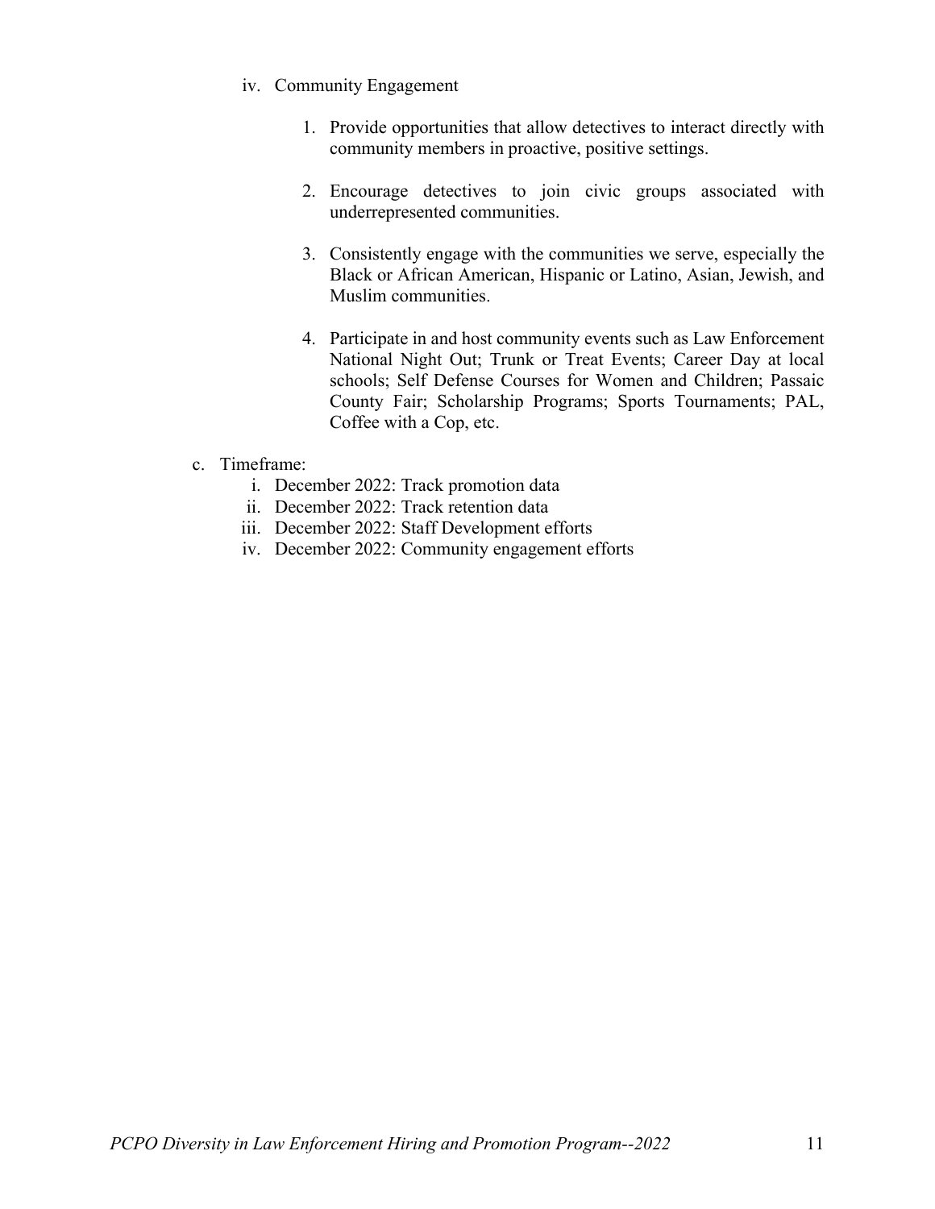iv. Community Engagement

1. Provide opportunities that allow detectives to interact directly with community members in proactive, positive settings.

2. Encourage detectives to join civic groups associated with underrepresented communities.

3. Consistently engage with the communities we serve, especially the Black or African American, Hispanic or Latino, Asian, Jewish, and Muslim communities.

4. Participate in and host community events such as Law Enforcement National Night Out; Trunk or Treat Events; Career Day at local schools; Self Defense Courses for Women and Children; Passaic County Fair; Scholarship Programs; Sports Tournaments; PAL, Coffee with a Cop, etc.

c. Timeframe:

i. December 2022: Track promotion data
ii. December 2022: Track retention data
iii. December 2022: Staff Development efforts
iv. December 2022: Community engagement efforts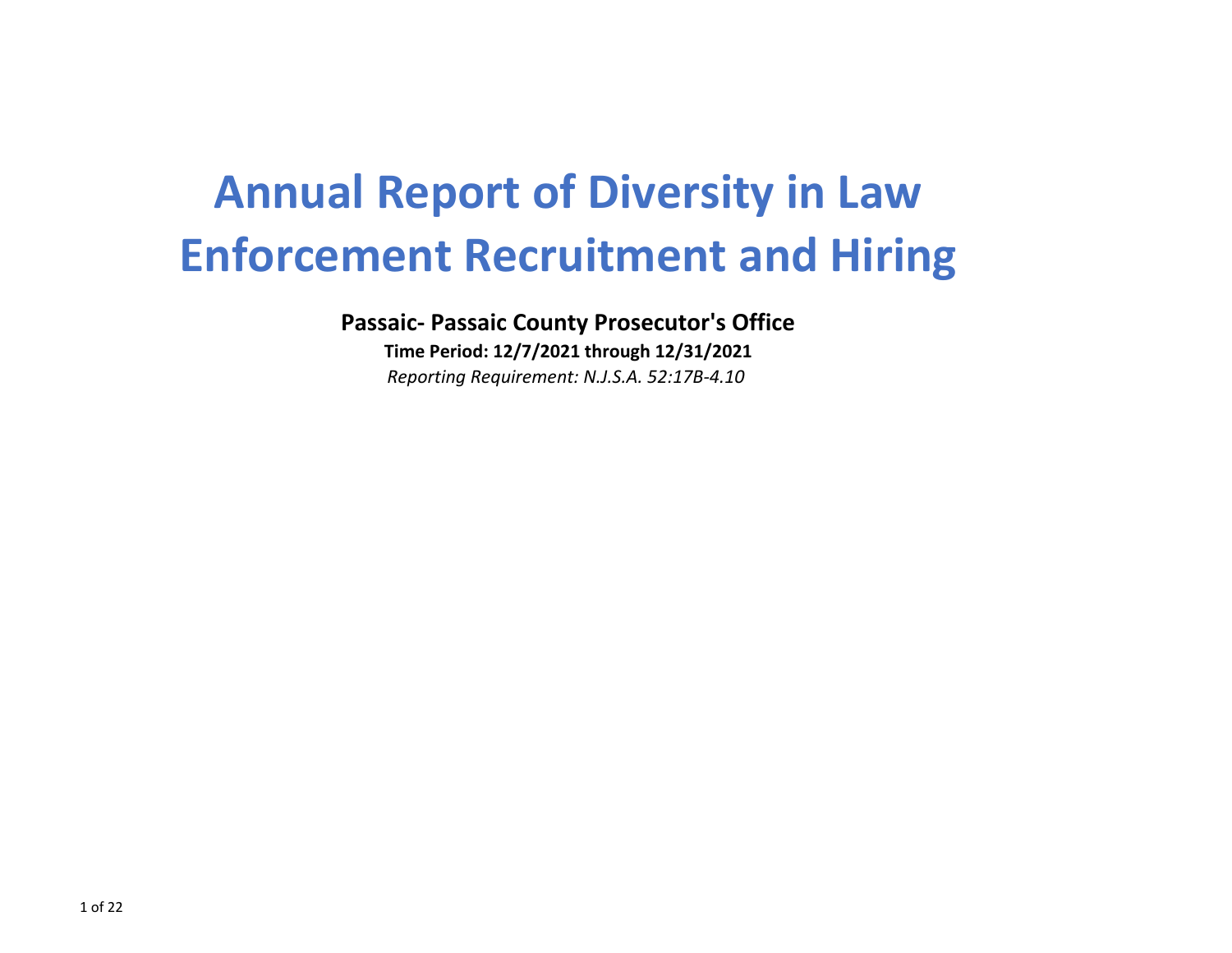# Annual Report of Diversity in Law Enforcement Recruitment and Hiring

**Passaic- Passaic County Prosecutor's Office**

**Time Period: 12/7/2021 through 12/31/2021**

*Reporting Requirement: N.J.S.A. 52:17B-4.10*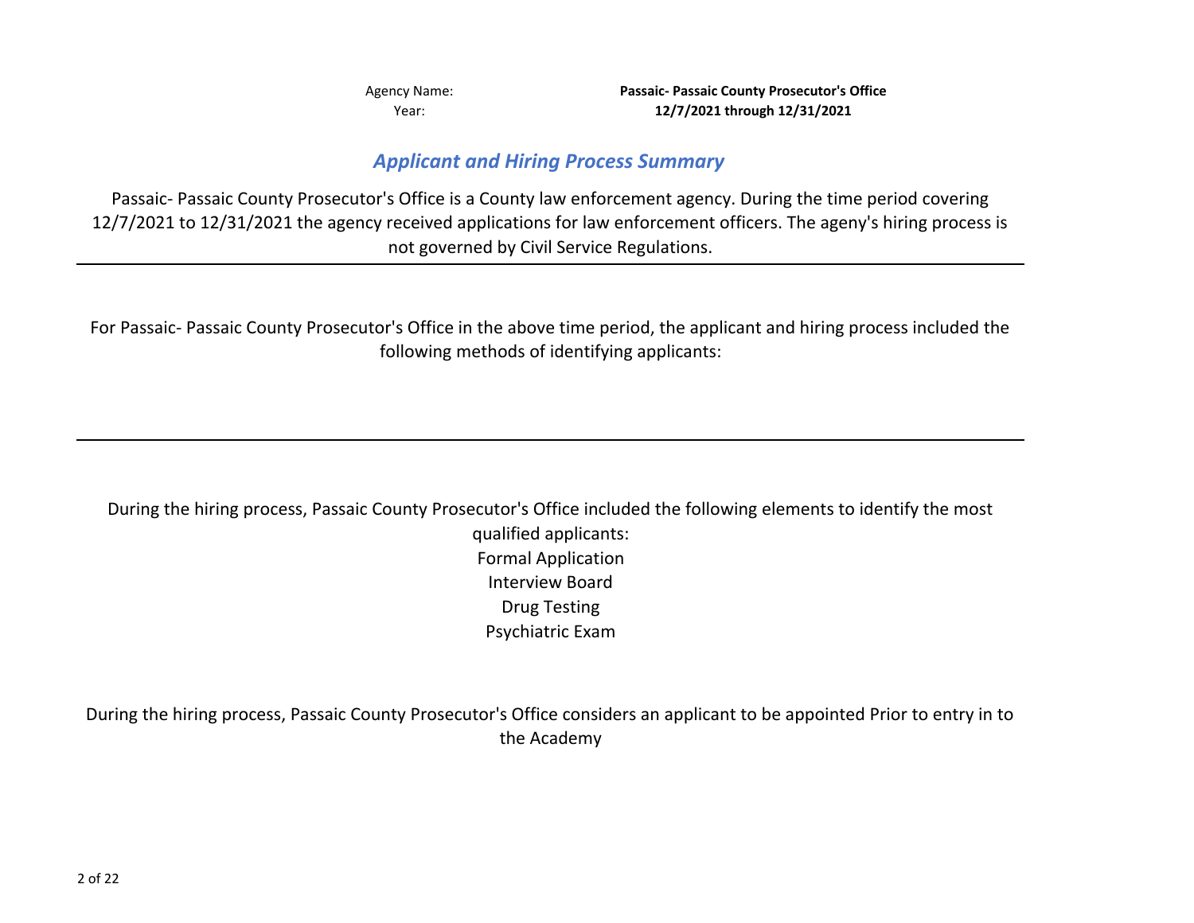Agency Name: **Passaic- Passaic County Prosecutor's Office**
Year: **12/7/2021 through 12/31/2021**

## *Applicant and Hiring Process Summary*

Passaic- Passaic County Prosecutor's Office is a County law enforcement agency. During the time period covering 12/7/2021 to 12/31/2021 the agency received applications for law enforcement officers. The ageny's hiring process is not governed by Civil Service Regulations.

---

For Passaic- Passaic County Prosecutor's Office in the above time period, the applicant and hiring process included the following methods of identifying applicants:

---

During the hiring process, Passaic County Prosecutor's Office included the following elements to identify the most qualified applicants:

Formal Application
Interview Board
Drug Testing
Psychiatric Exam

During the hiring process, Passaic County Prosecutor's Office considers an applicant to be appointed Prior to entry in to the Academy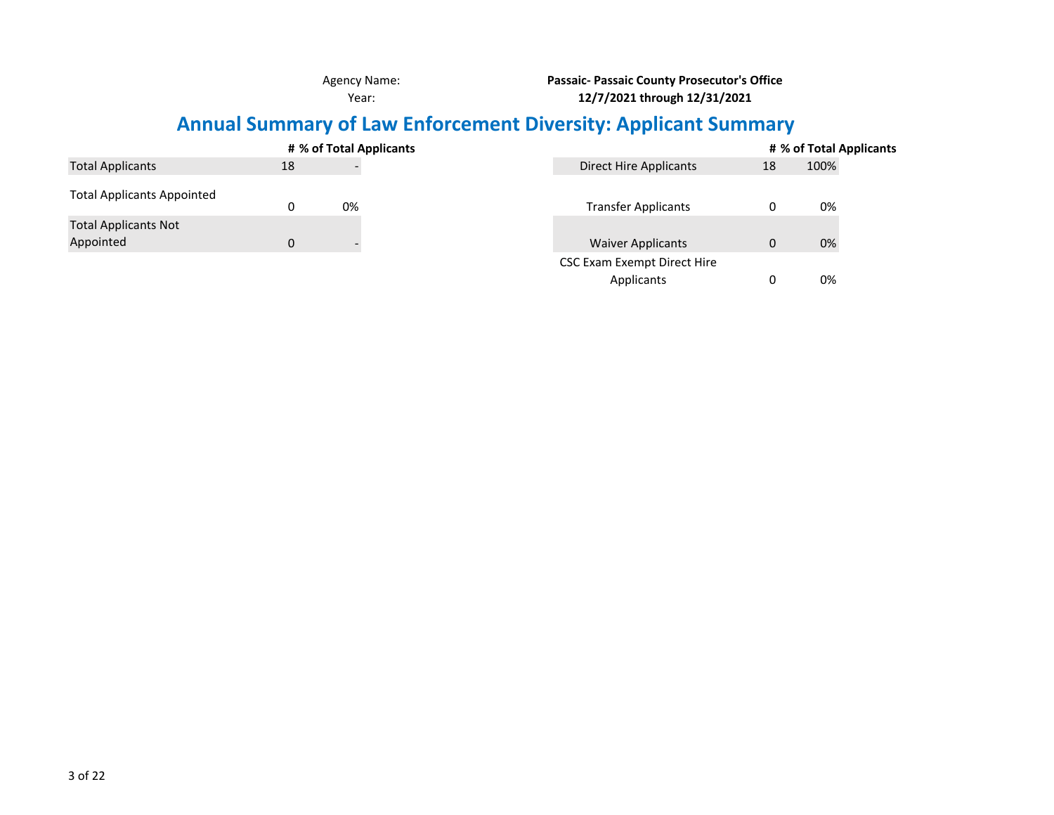Agency Name: **Passaic- Passaic County Prosecutor's Office**

Year: **12/7/2021 through 12/31/2021**

# Annual Summary of Law Enforcement Diversity: Applicant Summary

| | # | % of Total Applicants |
|---|---|---|
| Total Applicants | 18 | - |
| Total Applicants Appointed | 0 | 0% |
| Total Applicants Not Appointed | 0 | - |

| | # | % of Total Applicants |
|---|---|---|
| Direct Hire Applicants | 18 | 100% |
| Transfer Applicants | 0 | 0% |
| Waiver Applicants | 0 | 0% |
| CSC Exam Exempt Direct Hire Applicants | 0 | 0% |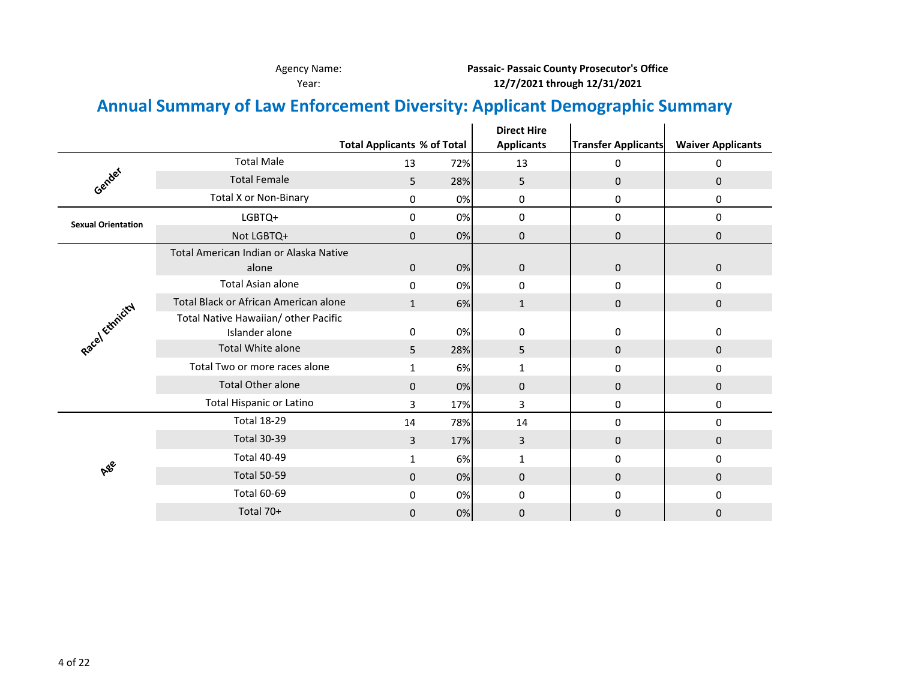Agency Name: **Passaic- Passaic County Prosecutor's Office**
Year: **12/7/2021 through 12/31/2021**

# Annual Summary of Law Enforcement Diversity: Applicant Demographic Summary

| | | Total Applicants | % of Total | Direct Hire Applicants | Transfer Applicants | Waiver Applicants |
|---|---|---|---|---|---|---|
| Gender | Total Male | 13 | 72% | 13 | 0 | 0 |
| | Total Female | 5 | 28% | 5 | 0 | 0 |
| | Total X or Non-Binary | 0 | 0% | 0 | 0 | 0 |
| Sexual Orientation | LGBTQ+ | 0 | 0% | 0 | 0 | 0 |
| | Not LGBTQ+ | 0 | 0% | 0 | 0 | 0 |
| Race/ Ethnicity | Total American Indian or Alaska Native alone | 0 | 0% | 0 | 0 | 0 |
| | Total Asian alone | 0 | 0% | 0 | 0 | 0 |
| | Total Black or African American alone | 1 | 6% | 1 | 0 | 0 |
| | Total Native Hawaiian/ other Pacific Islander alone | 0 | 0% | 0 | 0 | 0 |
| | Total White alone | 5 | 28% | 5 | 0 | 0 |
| | Total Two or more races alone | 1 | 6% | 1 | 0 | 0 |
| | Total Other alone | 0 | 0% | 0 | 0 | 0 |
| | Total Hispanic or Latino | 3 | 17% | 3 | 0 | 0 |
| Age | Total 18-29 | 14 | 78% | 14 | 0 | 0 |
| | Total 30-39 | 3 | 17% | 3 | 0 | 0 |
| | Total 40-49 | 1 | 6% | 1 | 0 | 0 |
| | Total 50-59 | 0 | 0% | 0 | 0 | 0 |
| | Total 60-69 | 0 | 0% | 0 | 0 | 0 |
| | Total 70+ | 0 | 0% | 0 | 0 | 0 |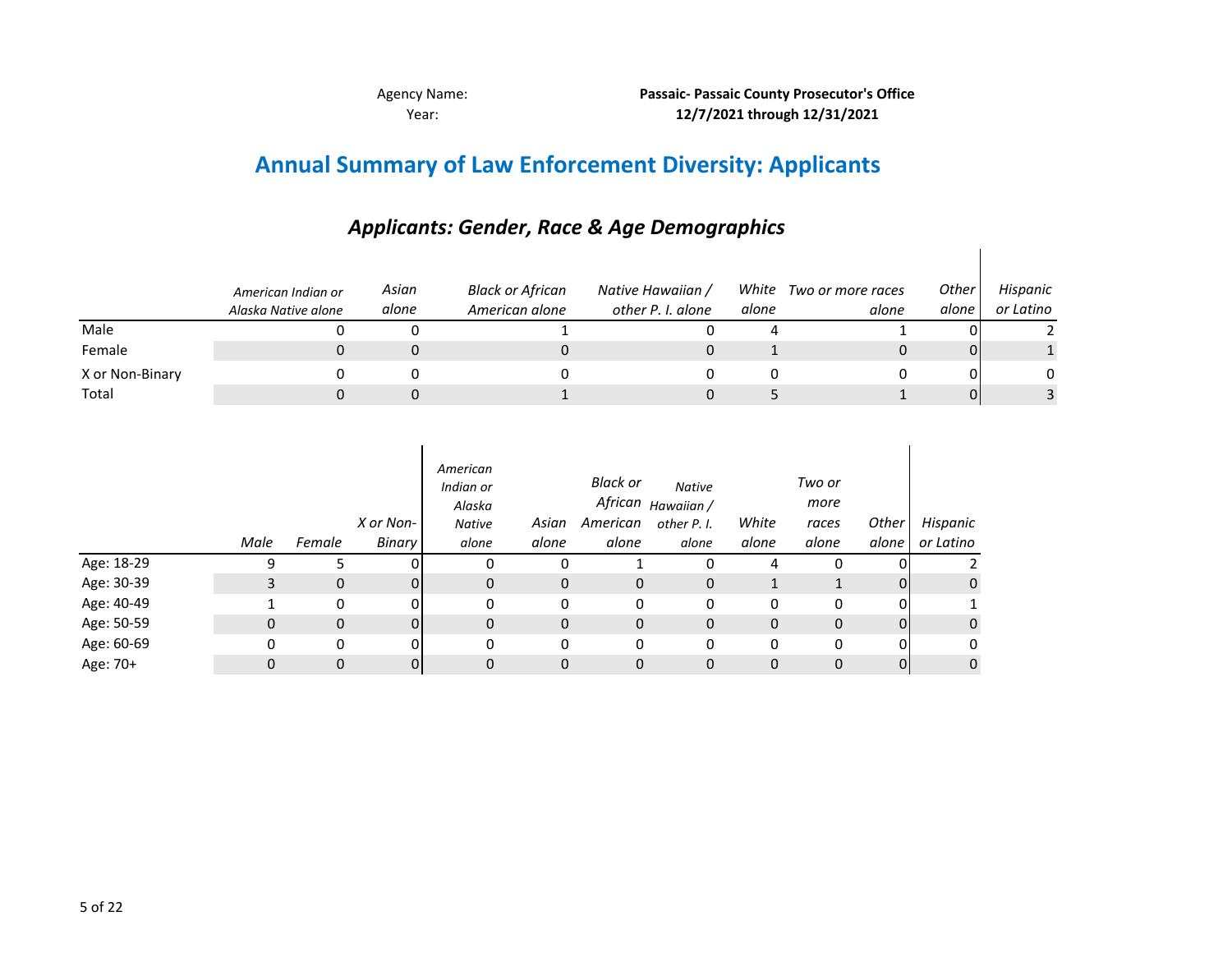Agency Name: **Passaic- Passaic County Prosecutor's Office**
Year: **12/7/2021 through 12/31/2021**

# Annual Summary of Law Enforcement Diversity: Applicants

## *Applicants: Gender, Race & Age Demographics*

| | *American Indian or Alaska Native alone* | *Asian alone* | *Black or African American alone* | *Native Hawaiian / other P. I. alone* | *White alone* | *Two or more races alone* | *Other alone* | *Hispanic or Latino* |
|---|---|---|---|---|---|---|---|---|
| Male | 0 | 0 | 1 | 0 | 4 | 1 | 0 | 2 |
| Female | 0 | 0 | 0 | 0 | 1 | 0 | 0 | 1 |
| X or Non-Binary | 0 | 0 | 0 | 0 | 0 | 0 | 0 | 0 |
| Total | 0 | 0 | 1 | 0 | 5 | 1 | 0 | 3 |

| | *Male* | *Female* | *X or Non-Binary* | *American Indian or Alaska Native alone* | *Asian alone* | *Black or African American alone* | *Native Hawaiian / other P. I. alone* | *White alone* | *Two or more races alone* | *Other alone* | *Hispanic or Latino* |
|---|---|---|---|---|---|---|---|---|---|---|---|
| Age: 18-29 | 9 | 5 | 0 | 0 | 0 | 1 | 0 | 4 | 0 | 0 | 2 |
| Age: 30-39 | 3 | 0 | 0 | 0 | 0 | 0 | 0 | 1 | 1 | 0 | 0 |
| Age: 40-49 | 1 | 0 | 0 | 0 | 0 | 0 | 0 | 0 | 0 | 0 | 1 |
| Age: 50-59 | 0 | 0 | 0 | 0 | 0 | 0 | 0 | 0 | 0 | 0 | 0 |
| Age: 60-69 | 0 | 0 | 0 | 0 | 0 | 0 | 0 | 0 | 0 | 0 | 0 |
| Age: 70+ | 0 | 0 | 0 | 0 | 0 | 0 | 0 | 0 | 0 | 0 | 0 |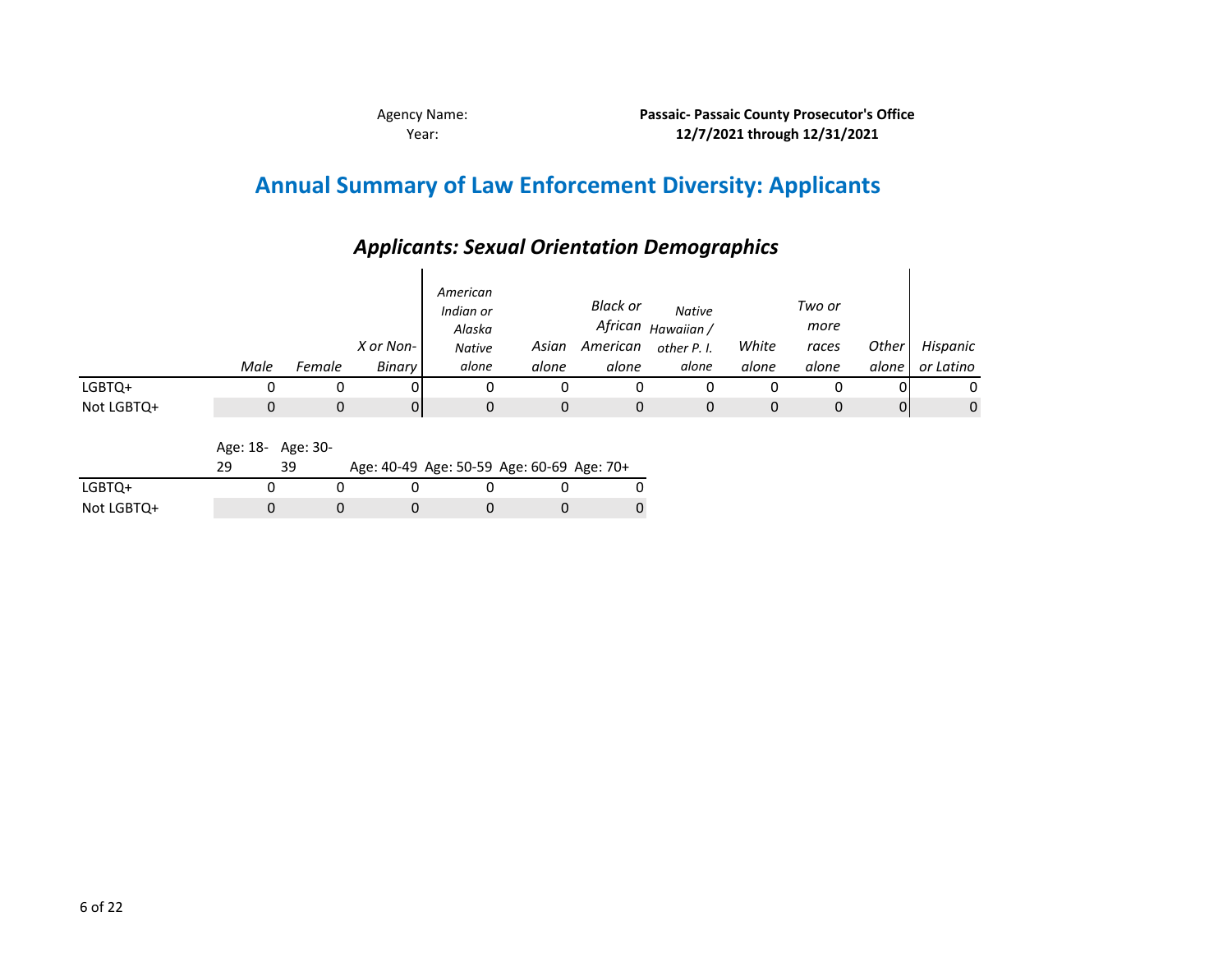Agency Name: **Passaic- Passaic County Prosecutor's Office**
Year: **12/7/2021 through 12/31/2021**

# Annual Summary of Law Enforcement Diversity: Applicants

## *Applicants: Sexual Orientation Demographics*

| | *Male* | *Female* | *X or Non-Binary* | *American Indian or Alaska Native alone* | *Asian alone* | *Black or African American alone* | *Native Hawaiian / other P. I. alone* | *White alone* | *Two or more races alone* | *Other alone* | *Hispanic or Latino* |
|---|---|---|---|---|---|---|---|---|---|---|---|
| LGBTQ+ | 0 | 0 | 0 | 0 | 0 | 0 | 0 | 0 | 0 | 0 | 0 |
| Not LGBTQ+ | 0 | 0 | 0 | 0 | 0 | 0 | 0 | 0 | 0 | 0 | 0 |

| | Age: 18-29 | Age: 30-39 | Age: 40-49 | Age: 50-59 | Age: 60-69 | Age: 70+ |
|---|---|---|---|---|---|---|
| LGBTQ+ | 0 | 0 | 0 | 0 | 0 | 0 |
| Not LGBTQ+ | 0 | 0 | 0 | 0 | 0 | 0 |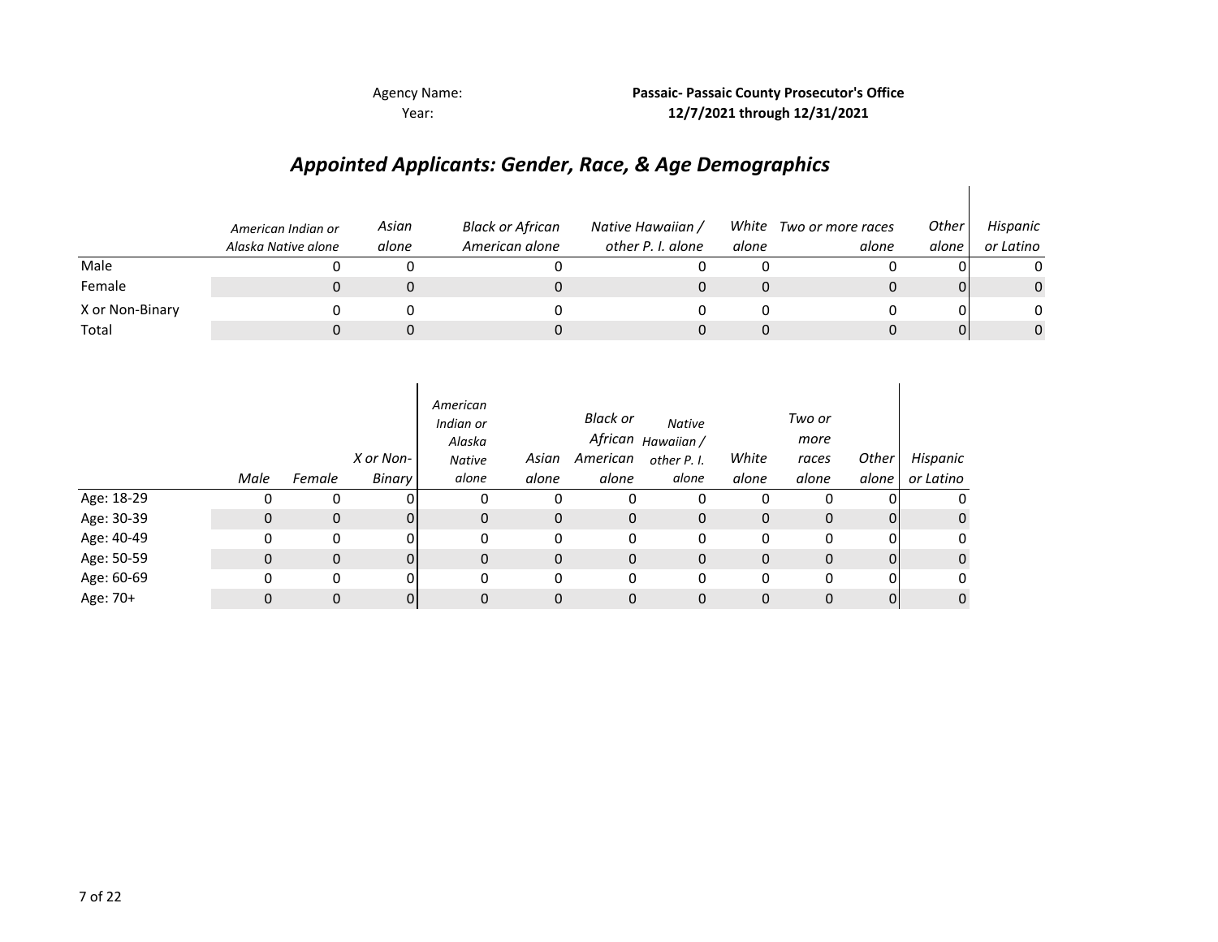Agency Name: **Passaic- Passaic County Prosecutor's Office**
Year: **12/7/2021 through 12/31/2021**

## *Appointed Applicants: Gender, Race, & Age Demographics*

| | *American Indian or Alaska Native alone* | *Asian alone* | *Black or African American alone* | *Native Hawaiian / other P. I. alone* | *White alone* | *Two or more races alone* | *Other alone* | *Hispanic or Latino* |
|---|---|---|---|---|---|---|---|---|
| Male | 0 | 0 | 0 | 0 | 0 | 0 | 0 | 0 |
| Female | 0 | 0 | 0 | 0 | 0 | 0 | 0 | 0 |
| X or Non-Binary | 0 | 0 | 0 | 0 | 0 | 0 | 0 | 0 |
| Total | 0 | 0 | 0 | 0 | 0 | 0 | 0 | 0 |

| | *Male* | *Female* | *X or Non-Binary* | *American Indian or Alaska Native alone* | *Asian alone* | *Black or African American alone* | *Native Hawaiian / other P. I. alone* | *White alone* | *Two or more races alone* | *Other alone* | *Hispanic or Latino* |
|---|---|---|---|---|---|---|---|---|---|---|---|
| Age: 18-29 | 0 | 0 | 0 | 0 | 0 | 0 | 0 | 0 | 0 | 0 | 0 |
| Age: 30-39 | 0 | 0 | 0 | 0 | 0 | 0 | 0 | 0 | 0 | 0 | 0 |
| Age: 40-49 | 0 | 0 | 0 | 0 | 0 | 0 | 0 | 0 | 0 | 0 | 0 |
| Age: 50-59 | 0 | 0 | 0 | 0 | 0 | 0 | 0 | 0 | 0 | 0 | 0 |
| Age: 60-69 | 0 | 0 | 0 | 0 | 0 | 0 | 0 | 0 | 0 | 0 | 0 |
| Age: 70+ | 0 | 0 | 0 | 0 | 0 | 0 | 0 | 0 | 0 | 0 | 0 |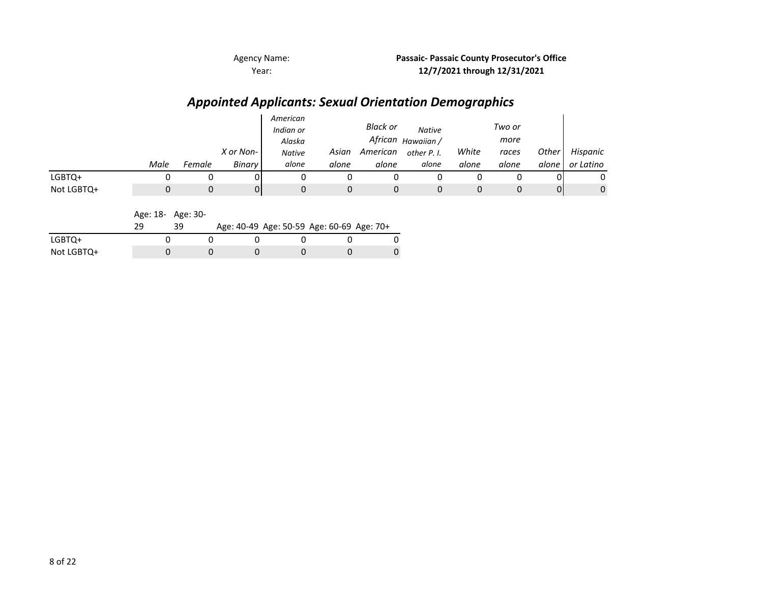Agency Name: **Passaic- Passaic County Prosecutor's Office**

Year: **12/7/2021 through 12/31/2021**

# *Appointed Applicants: Sexual Orientation Demographics*

| | *Male* | *Female* | *X or Non-Binary* | *American Indian or Alaska Native alone* | *Asian alone* | *Black or African American alone* | *Native Hawaiian / other P. I. alone* | *White alone* | *Two or more races alone* | *Other alone* | *Hispanic or Latino* |
|---|---|---|---|---|---|---|---|---|---|---|---|
| LGBTQ+ | 0 | 0 | 0 | 0 | 0 | 0 | 0 | 0 | 0 | 0 | 0 |
| Not LGBTQ+ | 0 | 0 | 0 | 0 | 0 | 0 | 0 | 0 | 0 | 0 | 0 |

| | Age: 18-29 | Age: 30-39 | Age: 40-49 | Age: 50-59 | Age: 60-69 | Age: 70+ |
|---|---|---|---|---|---|---|
| LGBTQ+ | 0 | 0 | 0 | 0 | 0 | 0 |
| Not LGBTQ+ | 0 | 0 | 0 | 0 | 0 | 0 |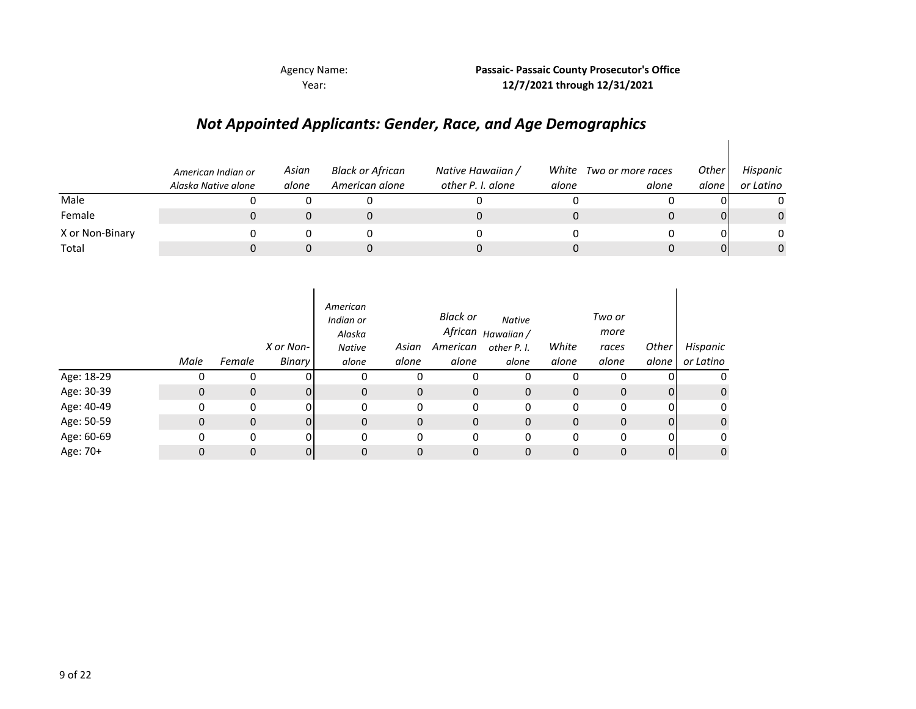Agency Name: **Passaic- Passaic County Prosecutor's Office**
Year: **12/7/2021 through 12/31/2021**

## *Not Appointed Applicants: Gender, Race, and Age Demographics*

| | *American Indian or Alaska Native alone* | *Asian alone* | *Black or African American alone* | *Native Hawaiian / other P. I. alone* | *White alone* | *Two or more races alone* | *Other alone* | *Hispanic or Latino* |
|---|---|---|---|---|---|---|---|---|
| Male | 0 | 0 | 0 | 0 | 0 | 0 | 0 | 0 |
| Female | 0 | 0 | 0 | 0 | 0 | 0 | 0 | 0 |
| X or Non-Binary | 0 | 0 | 0 | 0 | 0 | 0 | 0 | 0 |
| Total | 0 | 0 | 0 | 0 | 0 | 0 | 0 | 0 |

| | *Male* | *Female* | *X or Non-Binary* | *American Indian or Alaska Native alone* | *Asian alone* | *Black or African American alone* | *Native Hawaiian / other P. I. alone* | *White alone* | *Two or more races alone* | *Other alone* | *Hispanic or Latino* |
|---|---|---|---|---|---|---|---|---|---|---|---|
| Age: 18-29 | 0 | 0 | 0 | 0 | 0 | 0 | 0 | 0 | 0 | 0 | 0 |
| Age: 30-39 | 0 | 0 | 0 | 0 | 0 | 0 | 0 | 0 | 0 | 0 | 0 |
| Age: 40-49 | 0 | 0 | 0 | 0 | 0 | 0 | 0 | 0 | 0 | 0 | 0 |
| Age: 50-59 | 0 | 0 | 0 | 0 | 0 | 0 | 0 | 0 | 0 | 0 | 0 |
| Age: 60-69 | 0 | 0 | 0 | 0 | 0 | 0 | 0 | 0 | 0 | 0 | 0 |
| Age: 70+ | 0 | 0 | 0 | 0 | 0 | 0 | 0 | 0 | 0 | 0 | 0 |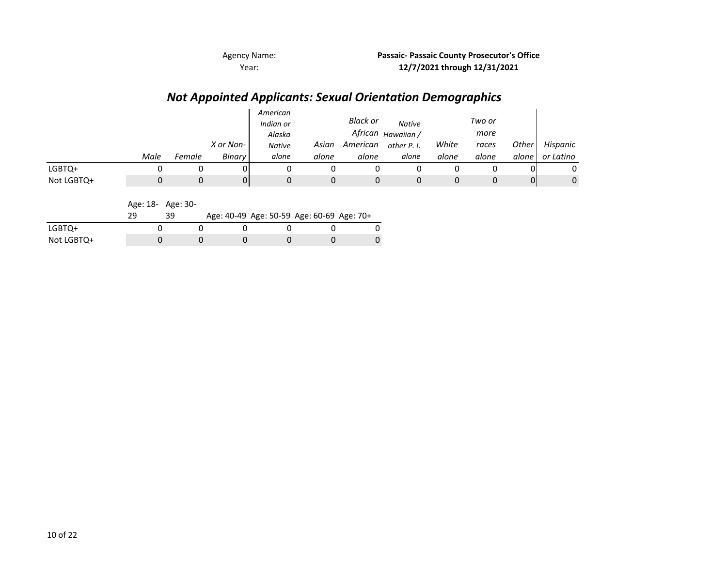Agency Name: **Passaic- Passaic County Prosecutor's Office**

Year: **12/7/2021 through 12/31/2021**

# *Not Appointed Applicants: Sexual Orientation Demographics*

| | *Male* | *Female* | *X or Non-Binary* | *American Indian or Alaska Native alone* | *Asian alone* | *Black or African American alone* | *Native Hawaiian / other P. I. alone* | *White alone* | *Two or more races alone* | *Other alone* | *Hispanic or Latino* |
|---|---|---|---|---|---|---|---|---|---|---|---|
| LGBTQ+ | 0 | 0 | 0 | 0 | 0 | 0 | 0 | 0 | 0 | 0 | 0 |
| Not LGBTQ+ | 0 | 0 | 0 | 0 | 0 | 0 | 0 | 0 | 0 | 0 | 0 |

| | Age: 18-29 | Age: 30-39 | Age: 40-49 | Age: 50-59 | Age: 60-69 | Age: 70+ |
|---|---|---|---|---|---|---|
| LGBTQ+ | 0 | 0 | 0 | 0 | 0 | 0 |
| Not LGBTQ+ | 0 | 0 | 0 | 0 | 0 | 0 |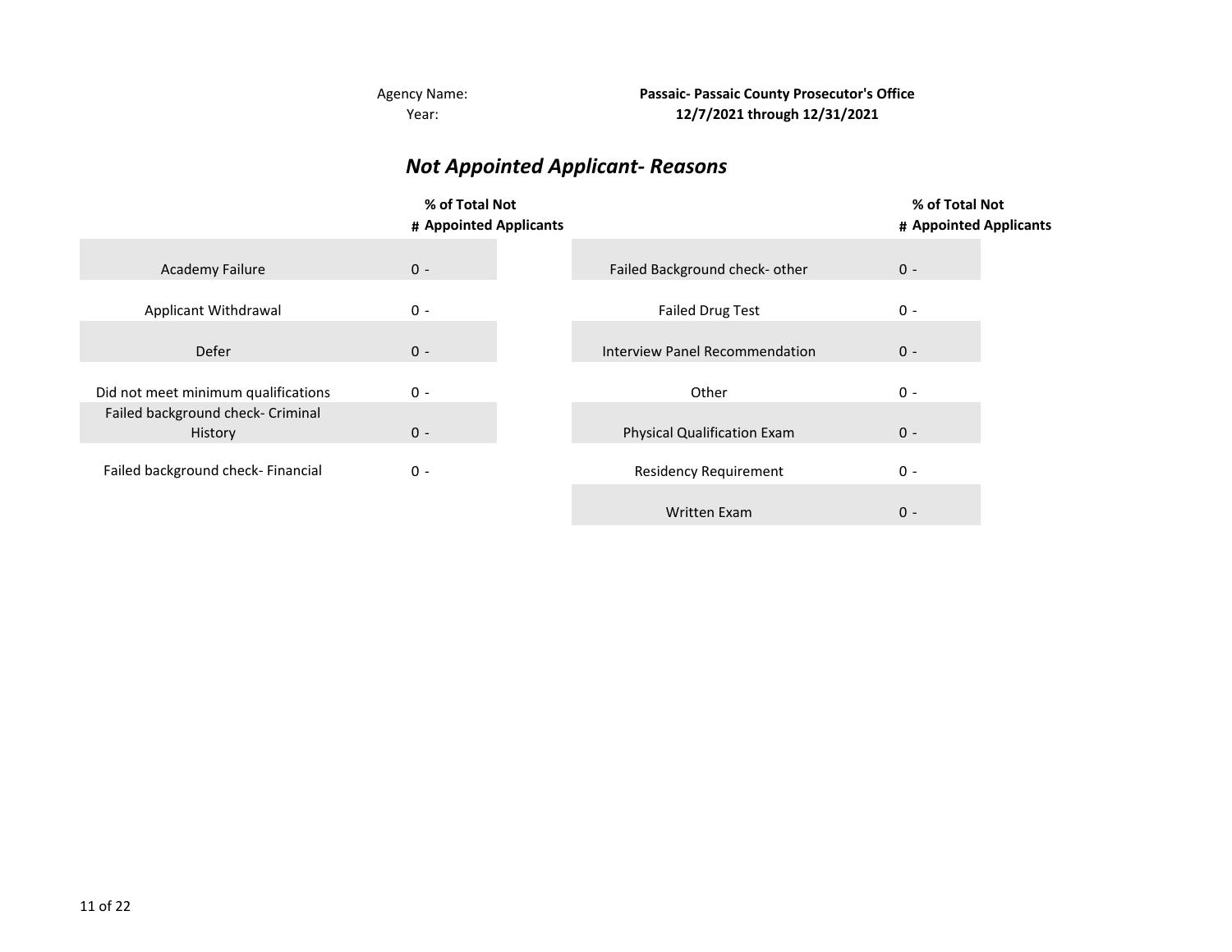Agency Name: **Passaic- Passaic County Prosecutor's Office**
Year: **12/7/2021 through 12/31/2021**

## *Not Appointed Applicant- Reasons*

| | # | % of Total Not Appointed Applicants | | # | % of Total Not Appointed Applicants |
|---|---|---|---|---|---|
| Academy Failure | 0 | - | Failed Background check- other | 0 | - |
| Applicant Withdrawal | 0 | - | Failed Drug Test | 0 | - |
| Defer | 0 | - | Interview Panel Recommendation | 0 | - |
| Did not meet minimum qualifications | 0 | - | Other | 0 | - |
| Failed background check- Criminal History | 0 | - | Physical Qualification Exam | 0 | - |
| Failed background check- Financial | 0 | - | Residency Requirement | 0 | - |
| | | | Written Exam | 0 | - |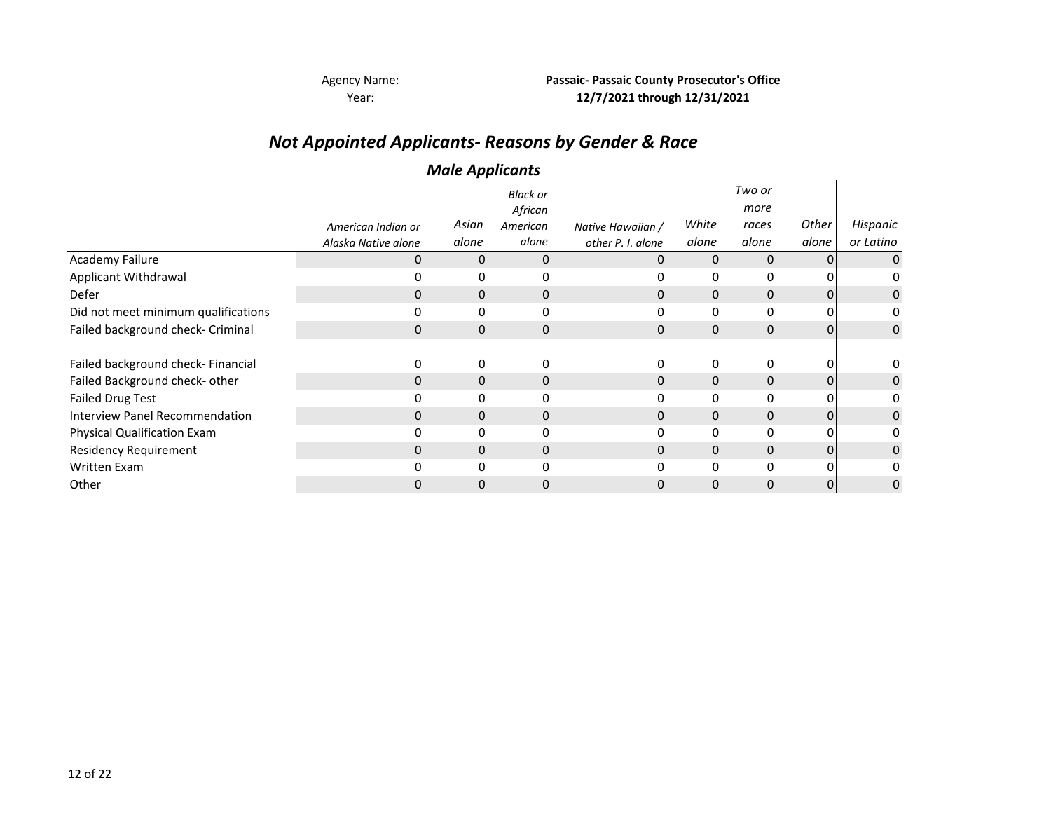Agency Name: **Passaic- Passaic County Prosecutor's Office**
Year: **12/7/2021 through 12/31/2021**

# *Not Appointed Applicants- Reasons by Gender & Race*

## *Male Applicants*

| | *American Indian or Alaska Native alone* | *Asian alone* | *Black or African American alone* | *Native Hawaiian / other P. I. alone* | *White alone* | *Two or more races alone* | *Other alone* | *Hispanic or Latino* |
|---|---|---|---|---|---|---|---|---|
| Academy Failure | 0 | 0 | 0 | 0 | 0 | 0 | 0 | 0 |
| Applicant Withdrawal | 0 | 0 | 0 | 0 | 0 | 0 | 0 | 0 |
| Defer | 0 | 0 | 0 | 0 | 0 | 0 | 0 | 0 |
| Did not meet minimum qualifications | 0 | 0 | 0 | 0 | 0 | 0 | 0 | 0 |
| Failed background check- Criminal | 0 | 0 | 0 | 0 | 0 | 0 | 0 | 0 |
| Failed background check- Financial | 0 | 0 | 0 | 0 | 0 | 0 | 0 | 0 |
| Failed Background check- other | 0 | 0 | 0 | 0 | 0 | 0 | 0 | 0 |
| Failed Drug Test | 0 | 0 | 0 | 0 | 0 | 0 | 0 | 0 |
| Interview Panel Recommendation | 0 | 0 | 0 | 0 | 0 | 0 | 0 | 0 |
| Physical Qualification Exam | 0 | 0 | 0 | 0 | 0 | 0 | 0 | 0 |
| Residency Requirement | 0 | 0 | 0 | 0 | 0 | 0 | 0 | 0 |
| Written Exam | 0 | 0 | 0 | 0 | 0 | 0 | 0 | 0 |
| Other | 0 | 0 | 0 | 0 | 0 | 0 | 0 | 0 |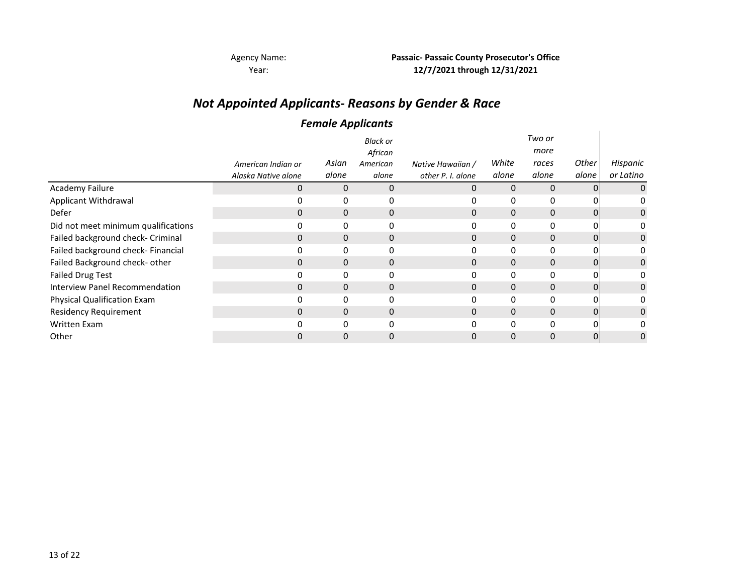Agency Name: **Passaic- Passaic County Prosecutor's Office**
Year: **12/7/2021 through 12/31/2021**

# *Not Appointed Applicants- Reasons by Gender & Race*

## *Female Applicants*

| | *American Indian or Alaska Native alone* | *Asian alone* | *Black or African American alone* | *Native Hawaiian / other P. I. alone* | *White alone* | *Two or more races alone* | *Other alone* | *Hispanic or Latino* |
|---|---|---|---|---|---|---|---|---|
| Academy Failure | 0 | 0 | 0 | 0 | 0 | 0 | 0 | 0 |
| Applicant Withdrawal | 0 | 0 | 0 | 0 | 0 | 0 | 0 | 0 |
| Defer | 0 | 0 | 0 | 0 | 0 | 0 | 0 | 0 |
| Did not meet minimum qualifications | 0 | 0 | 0 | 0 | 0 | 0 | 0 | 0 |
| Failed background check- Criminal | 0 | 0 | 0 | 0 | 0 | 0 | 0 | 0 |
| Failed background check- Financial | 0 | 0 | 0 | 0 | 0 | 0 | 0 | 0 |
| Failed Background check- other | 0 | 0 | 0 | 0 | 0 | 0 | 0 | 0 |
| Failed Drug Test | 0 | 0 | 0 | 0 | 0 | 0 | 0 | 0 |
| Interview Panel Recommendation | 0 | 0 | 0 | 0 | 0 | 0 | 0 | 0 |
| Physical Qualification Exam | 0 | 0 | 0 | 0 | 0 | 0 | 0 | 0 |
| Residency Requirement | 0 | 0 | 0 | 0 | 0 | 0 | 0 | 0 |
| Written Exam | 0 | 0 | 0 | 0 | 0 | 0 | 0 | 0 |
| Other | 0 | 0 | 0 | 0 | 0 | 0 | 0 | 0 |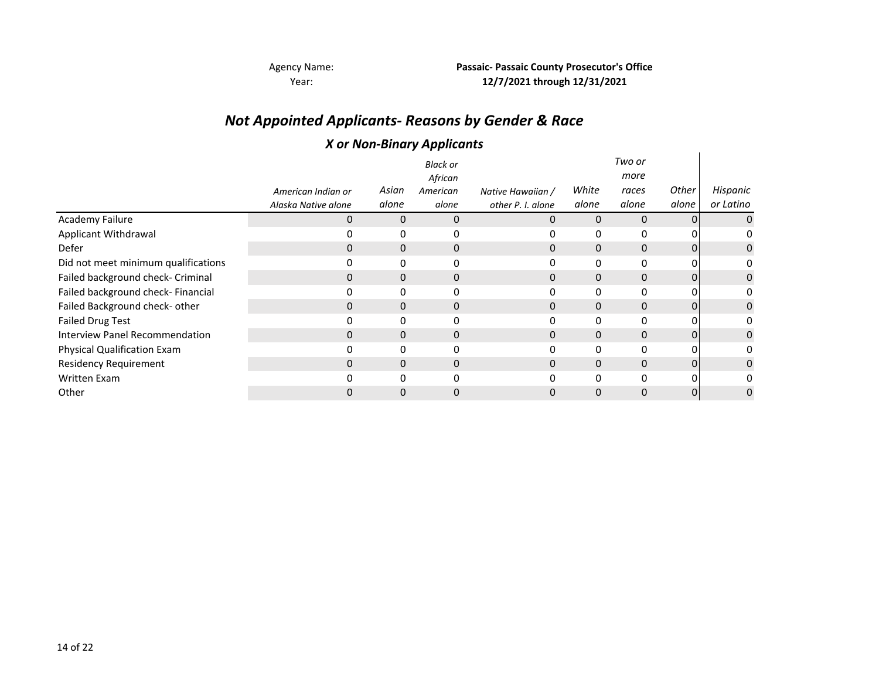Agency Name: **Passaic- Passaic County Prosecutor's Office**
Year: **12/7/2021 through 12/31/2021**

# *Not Appointed Applicants- Reasons by Gender & Race*

## *X or Non-Binary Applicants*

| | *American Indian or Alaska Native alone* | *Asian alone* | *Black or African American alone* | *Native Hawaiian / other P. I. alone* | *White alone* | *Two or more races alone* | *Other alone* | *Hispanic or Latino* |
|---|---|---|---|---|---|---|---|---|
| Academy Failure | 0 | 0 | 0 | 0 | 0 | 0 | 0 | 0 |
| Applicant Withdrawal | 0 | 0 | 0 | 0 | 0 | 0 | 0 | 0 |
| Defer | 0 | 0 | 0 | 0 | 0 | 0 | 0 | 0 |
| Did not meet minimum qualifications | 0 | 0 | 0 | 0 | 0 | 0 | 0 | 0 |
| Failed background check- Criminal | 0 | 0 | 0 | 0 | 0 | 0 | 0 | 0 |
| Failed background check- Financial | 0 | 0 | 0 | 0 | 0 | 0 | 0 | 0 |
| Failed Background check- other | 0 | 0 | 0 | 0 | 0 | 0 | 0 | 0 |
| Failed Drug Test | 0 | 0 | 0 | 0 | 0 | 0 | 0 | 0 |
| Interview Panel Recommendation | 0 | 0 | 0 | 0 | 0 | 0 | 0 | 0 |
| Physical Qualification Exam | 0 | 0 | 0 | 0 | 0 | 0 | 0 | 0 |
| Residency Requirement | 0 | 0 | 0 | 0 | 0 | 0 | 0 | 0 |
| Written Exam | 0 | 0 | 0 | 0 | 0 | 0 | 0 | 0 |
| Other | 0 | 0 | 0 | 0 | 0 | 0 | 0 | 0 |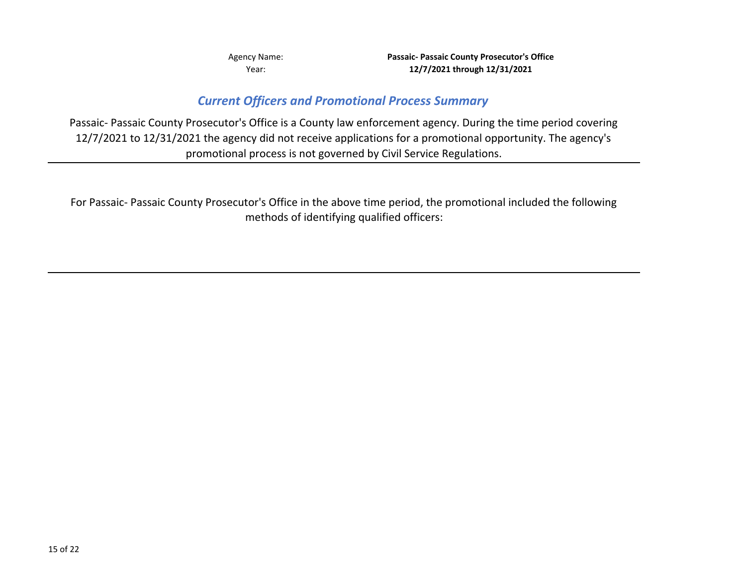Agency Name: **Passaic- Passaic County Prosecutor's Office**

Year: **12/7/2021 through 12/31/2021**

## *Current Officers and Promotional Process Summary*

Passaic- Passaic County Prosecutor's Office is a County law enforcement agency. During the time period covering 12/7/2021 to 12/31/2021 the agency did not receive applications for a promotional opportunity. The agency's promotional process is not governed by Civil Service Regulations.

---

For Passaic- Passaic County Prosecutor's Office in the above time period, the promotional included the following methods of identifying qualified officers:

---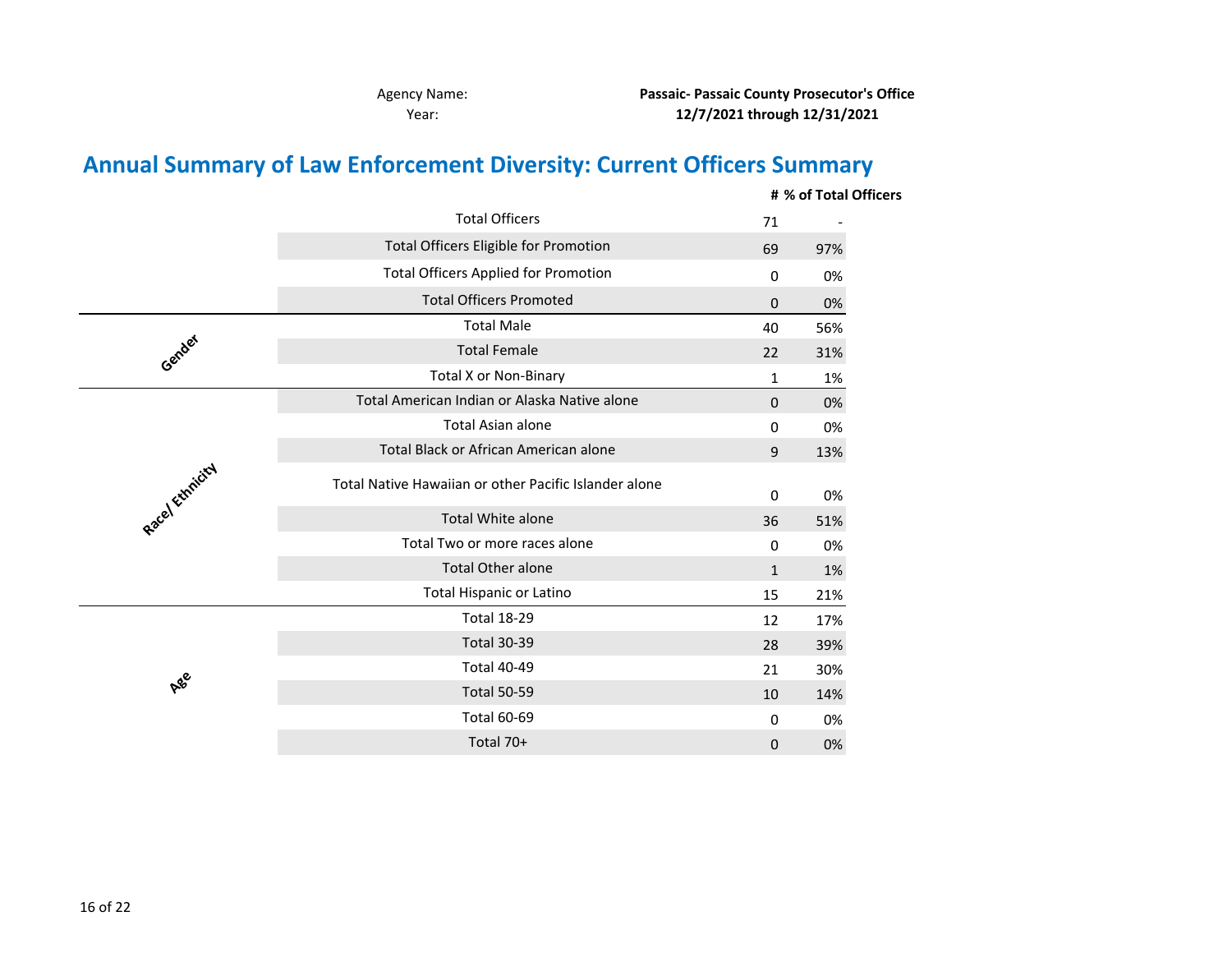Agency Name: **Passaic- Passaic County Prosecutor's Office**
Year: **12/7/2021 through 12/31/2021**

# Annual Summary of Law Enforcement Diversity: Current Officers Summary

| | | # | % of Total Officers |
|---|---|---|---|
| | Total Officers | 71 | - |
| | Total Officers Eligible for Promotion | 69 | 97% |
| | Total Officers Applied for Promotion | 0 | 0% |
| | Total Officers Promoted | 0 | 0% |
| Gender | Total Male | 40 | 56% |
| | Total Female | 22 | 31% |
| | Total X or Non-Binary | 1 | 1% |
| Race/ Ethnicity | Total American Indian or Alaska Native alone | 0 | 0% |
| | Total Asian alone | 0 | 0% |
| | Total Black or African American alone | 9 | 13% |
| | Total Native Hawaiian or other Pacific Islander alone | 0 | 0% |
| | Total White alone | 36 | 51% |
| | Total Two or more races alone | 0 | 0% |
| | Total Other alone | 1 | 1% |
| | Total Hispanic or Latino | 15 | 21% |
| Age | Total 18-29 | 12 | 17% |
| | Total 30-39 | 28 | 39% |
| | Total 40-49 | 21 | 30% |
| | Total 50-59 | 10 | 14% |
| | Total 60-69 | 0 | 0% |
| | Total 70+ | 0 | 0% |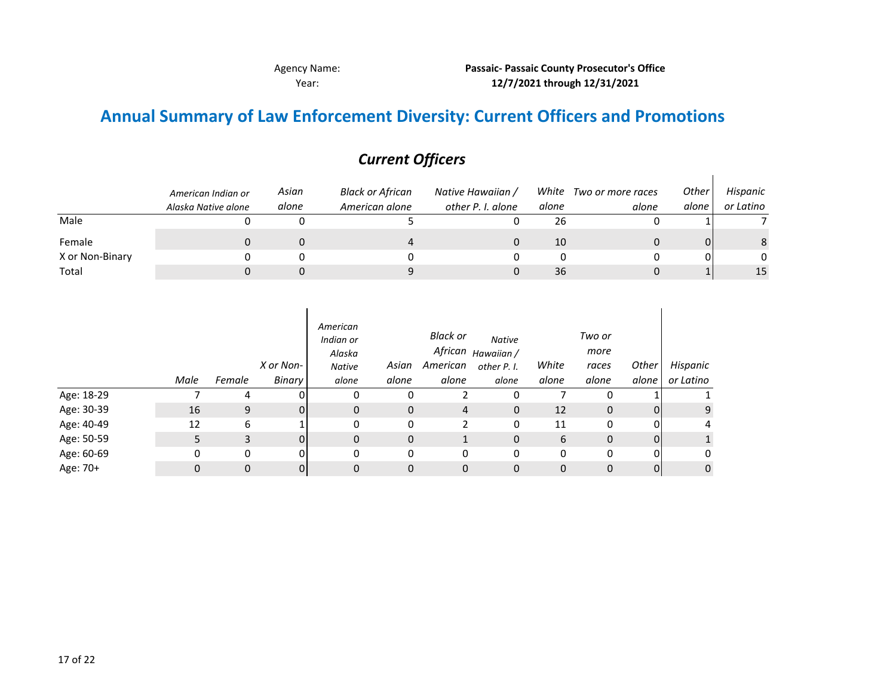Agency Name: **Passaic- Passaic County Prosecutor's Office**
Year: **12/7/2021 through 12/31/2021**

# Annual Summary of Law Enforcement Diversity: Current Officers and Promotions

## *Current Officers*

| | *American Indian or Alaska Native alone* | *Asian alone* | *Black or African American alone* | *Native Hawaiian / other P. I. alone* | *White alone* | *Two or more races alone* | *Other alone* | *Hispanic or Latino* |
|---|---|---|---|---|---|---|---|---|
| Male | 0 | 0 | 5 | 0 | 26 | 0 | 1 | 7 |
| Female | 0 | 0 | 4 | 0 | 10 | 0 | 0 | 8 |
| X or Non-Binary | 0 | 0 | 0 | 0 | 0 | 0 | 0 | 0 |
| Total | 0 | 0 | 9 | 0 | 36 | 0 | 1 | 15 |

| | *Male* | *Female* | *X or Non-Binary* | *American Indian or Alaska Native alone* | *Asian alone* | *Black or African American alone* | *Native Hawaiian / other P. I. alone* | *White alone* | *Two or more races alone* | *Other alone* | *Hispanic or Latino* |
|---|---|---|---|---|---|---|---|---|---|---|---|
| Age: 18-29 | 7 | 4 | 0 | 0 | 0 | 2 | 0 | 7 | 0 | 1 | 1 |
| Age: 30-39 | 16 | 9 | 0 | 0 | 0 | 4 | 0 | 12 | 0 | 0 | 9 |
| Age: 40-49 | 12 | 6 | 1 | 0 | 0 | 2 | 0 | 11 | 0 | 0 | 4 |
| Age: 50-59 | 5 | 3 | 0 | 0 | 0 | 1 | 0 | 6 | 0 | 0 | 1 |
| Age: 60-69 | 0 | 0 | 0 | 0 | 0 | 0 | 0 | 0 | 0 | 0 | 0 |
| Age: 70+ | 0 | 0 | 0 | 0 | 0 | 0 | 0 | 0 | 0 | 0 | 0 |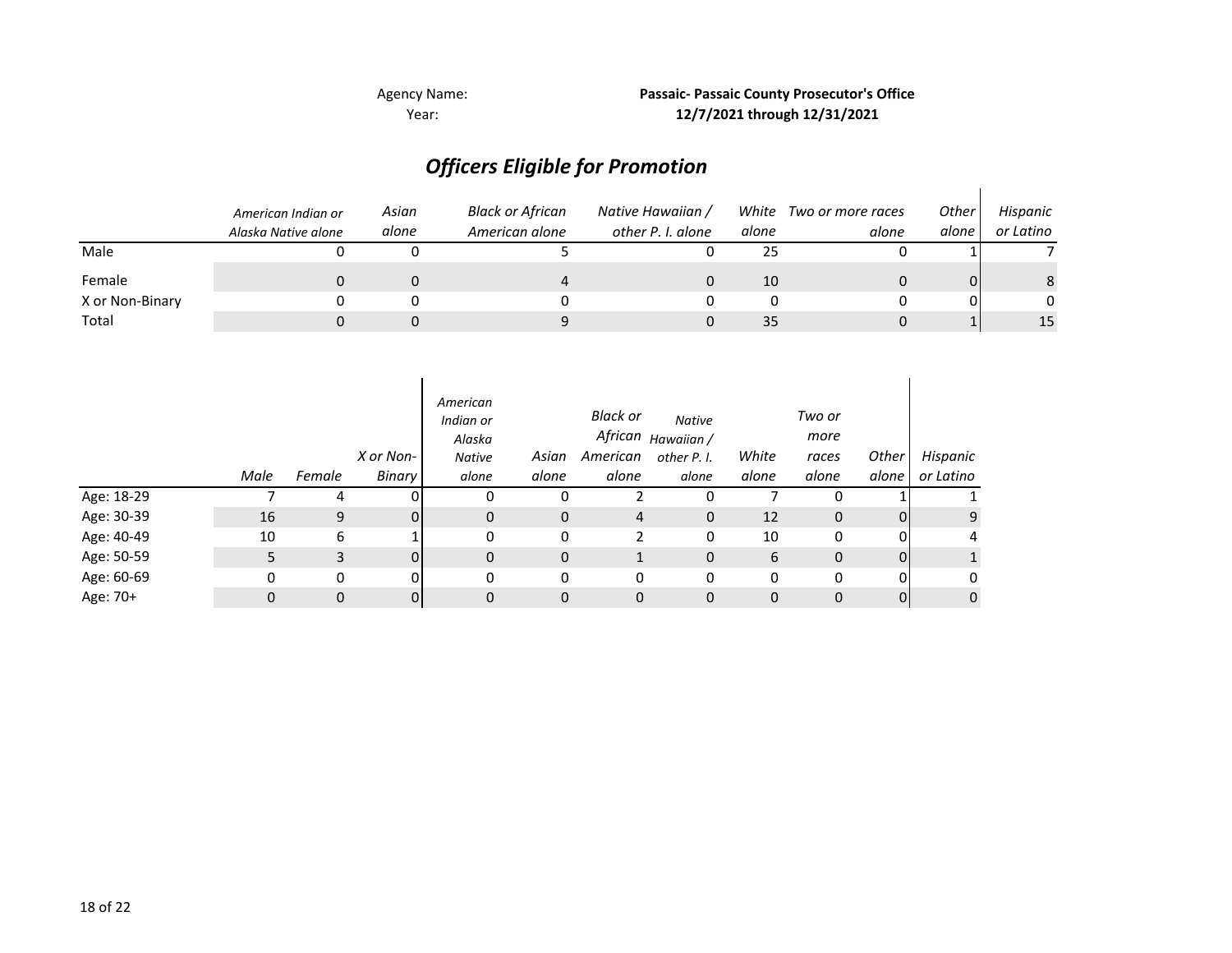Agency Name: **Passaic- Passaic County Prosecutor's Office**
Year: **12/7/2021 through 12/31/2021**

## *Officers Eligible for Promotion*

| | *American Indian or Alaska Native alone* | *Asian alone* | *Black or African American alone* | *Native Hawaiian / other P. I. alone* | *White alone* | *Two or more races alone* | *Other alone* | *Hispanic or Latino* |
|---|---|---|---|---|---|---|---|---|
| Male | 0 | 0 | 5 | 0 | 25 | 0 | 1 | 7 |
| Female | 0 | 0 | 4 | 0 | 10 | 0 | 0 | 8 |
| X or Non-Binary | 0 | 0 | 0 | 0 | 0 | 0 | 0 | 0 |
| Total | 0 | 0 | 9 | 0 | 35 | 0 | 1 | 15 |

| | *Male* | *Female* | *X or Non-Binary* | *American Indian or Alaska Native alone* | *Asian alone* | *Black or African American alone* | *Native Hawaiian / other P. I. alone* | *White alone* | *Two or more races alone* | *Other alone* | *Hispanic or Latino* |
|---|---|---|---|---|---|---|---|---|---|---|---|
| Age: 18-29 | 7 | 4 | 0 | 0 | 0 | 2 | 0 | 7 | 0 | 1 | 1 |
| Age: 30-39 | 16 | 9 | 0 | 0 | 0 | 4 | 0 | 12 | 0 | 0 | 9 |
| Age: 40-49 | 10 | 6 | 1 | 0 | 0 | 2 | 0 | 10 | 0 | 0 | 4 |
| Age: 50-59 | 5 | 3 | 0 | 0 | 0 | 1 | 0 | 6 | 0 | 0 | 1 |
| Age: 60-69 | 0 | 0 | 0 | 0 | 0 | 0 | 0 | 0 | 0 | 0 | 0 |
| Age: 70+ | 0 | 0 | 0 | 0 | 0 | 0 | 0 | 0 | 0 | 0 | 0 |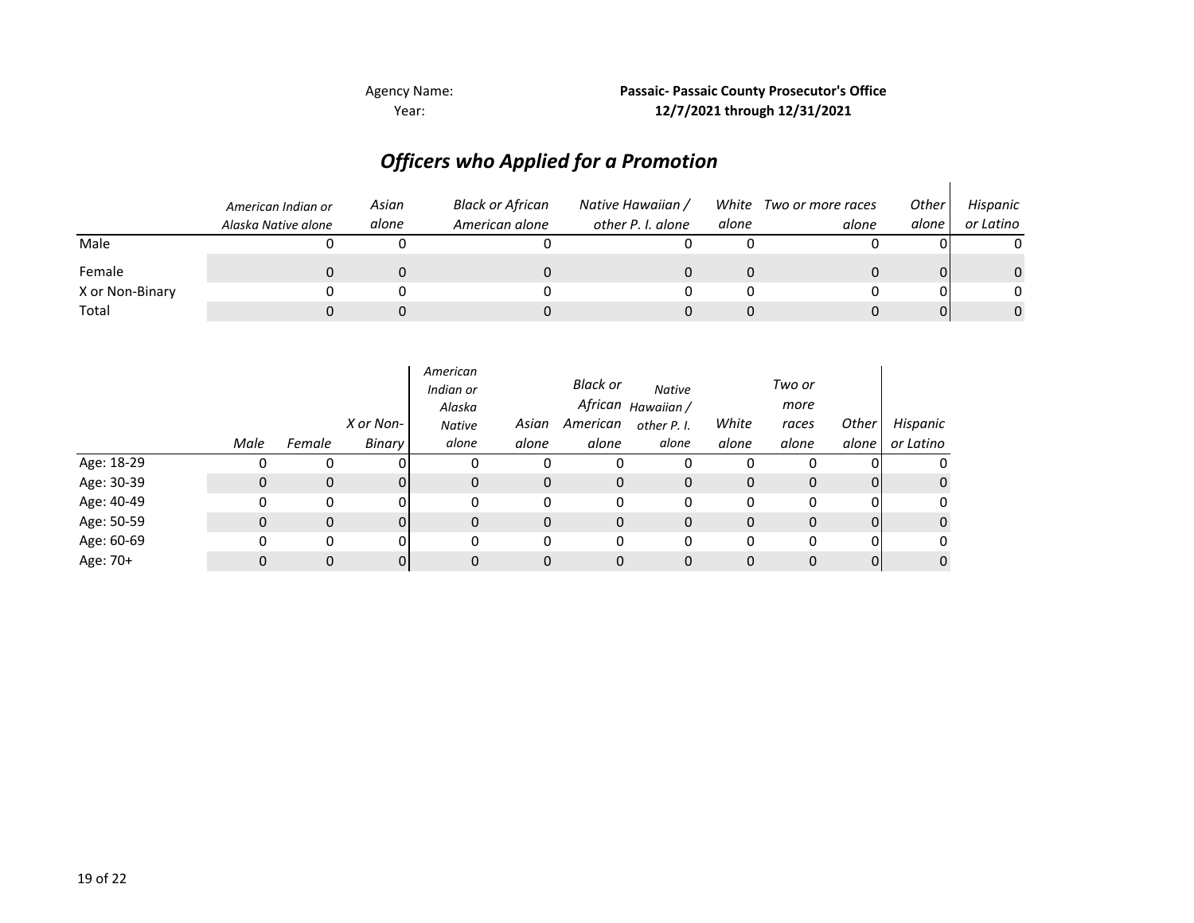Agency Name: **Passaic- Passaic County Prosecutor's Office**
Year: **12/7/2021 through 12/31/2021**

## *Officers who Applied for a Promotion*

| | *American Indian or Alaska Native alone* | *Asian alone* | *Black or African American alone* | *Native Hawaiian / other P. I. alone* | *White alone* | *Two or more races alone* | *Other alone* | *Hispanic or Latino* |
|---|---|---|---|---|---|---|---|---|
| Male | 0 | 0 | 0 | 0 | 0 | 0 | 0 | 0 |
| Female | 0 | 0 | 0 | 0 | 0 | 0 | 0 | 0 |
| X or Non-Binary | 0 | 0 | 0 | 0 | 0 | 0 | 0 | 0 |
| Total | 0 | 0 | 0 | 0 | 0 | 0 | 0 | 0 |

| | *Male* | *Female* | *X or Non-Binary* | *American Indian or Alaska Native alone* | *Asian alone* | *Black or African American alone* | *Native Hawaiian / other P. I. alone* | *White alone* | *Two or more races alone* | *Other alone* | *Hispanic or Latino* |
|---|---|---|---|---|---|---|---|---|---|---|---|
| Age: 18-29 | 0 | 0 | 0 | 0 | 0 | 0 | 0 | 0 | 0 | 0 | 0 |
| Age: 30-39 | 0 | 0 | 0 | 0 | 0 | 0 | 0 | 0 | 0 | 0 | 0 |
| Age: 40-49 | 0 | 0 | 0 | 0 | 0 | 0 | 0 | 0 | 0 | 0 | 0 |
| Age: 50-59 | 0 | 0 | 0 | 0 | 0 | 0 | 0 | 0 | 0 | 0 | 0 |
| Age: 60-69 | 0 | 0 | 0 | 0 | 0 | 0 | 0 | 0 | 0 | 0 | 0 |
| Age: 70+ | 0 | 0 | 0 | 0 | 0 | 0 | 0 | 0 | 0 | 0 | 0 |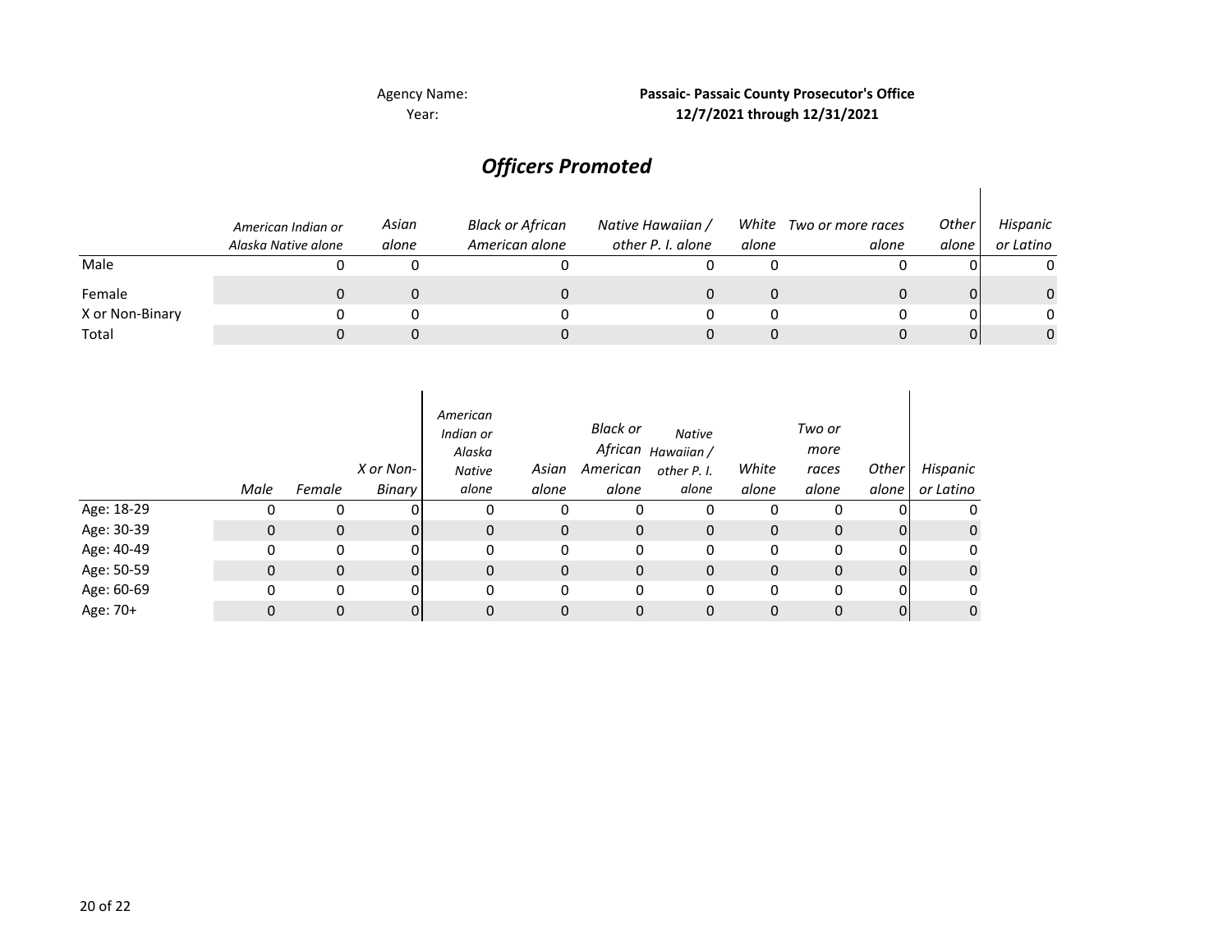Agency Name: **Passaic- Passaic County Prosecutor's Office**

Year: **12/7/2021 through 12/31/2021**

## *Officers Promoted*

| | *American Indian or Alaska Native alone* | *Asian alone* | *Black or African American alone* | *Native Hawaiian / other P. I. alone* | *White alone* | *Two or more races alone* | *Other alone* | *Hispanic or Latino* |
|---|---|---|---|---|---|---|---|---|
| Male | 0 | 0 | 0 | 0 | 0 | 0 | 0 | 0 |
| Female | 0 | 0 | 0 | 0 | 0 | 0 | 0 | 0 |
| X or Non-Binary | 0 | 0 | 0 | 0 | 0 | 0 | 0 | 0 |
| Total | 0 | 0 | 0 | 0 | 0 | 0 | 0 | 0 |

| | *Male* | *Female* | *X or Non-Binary* | *American Indian or Alaska Native alone* | *Asian alone* | *Black or African American alone* | *Native Hawaiian / other P. I. alone* | *White alone* | *Two or more races alone* | *Other alone* | *Hispanic or Latino* |
|---|---|---|---|---|---|---|---|---|---|---|---|
| Age: 18-29 | 0 | 0 | 0 | 0 | 0 | 0 | 0 | 0 | 0 | 0 | 0 |
| Age: 30-39 | 0 | 0 | 0 | 0 | 0 | 0 | 0 | 0 | 0 | 0 | 0 |
| Age: 40-49 | 0 | 0 | 0 | 0 | 0 | 0 | 0 | 0 | 0 | 0 | 0 |
| Age: 50-59 | 0 | 0 | 0 | 0 | 0 | 0 | 0 | 0 | 0 | 0 | 0 |
| Age: 60-69 | 0 | 0 | 0 | 0 | 0 | 0 | 0 | 0 | 0 | 0 | 0 |
| Age: 70+ | 0 | 0 | 0 | 0 | 0 | 0 | 0 | 0 | 0 | 0 | 0 |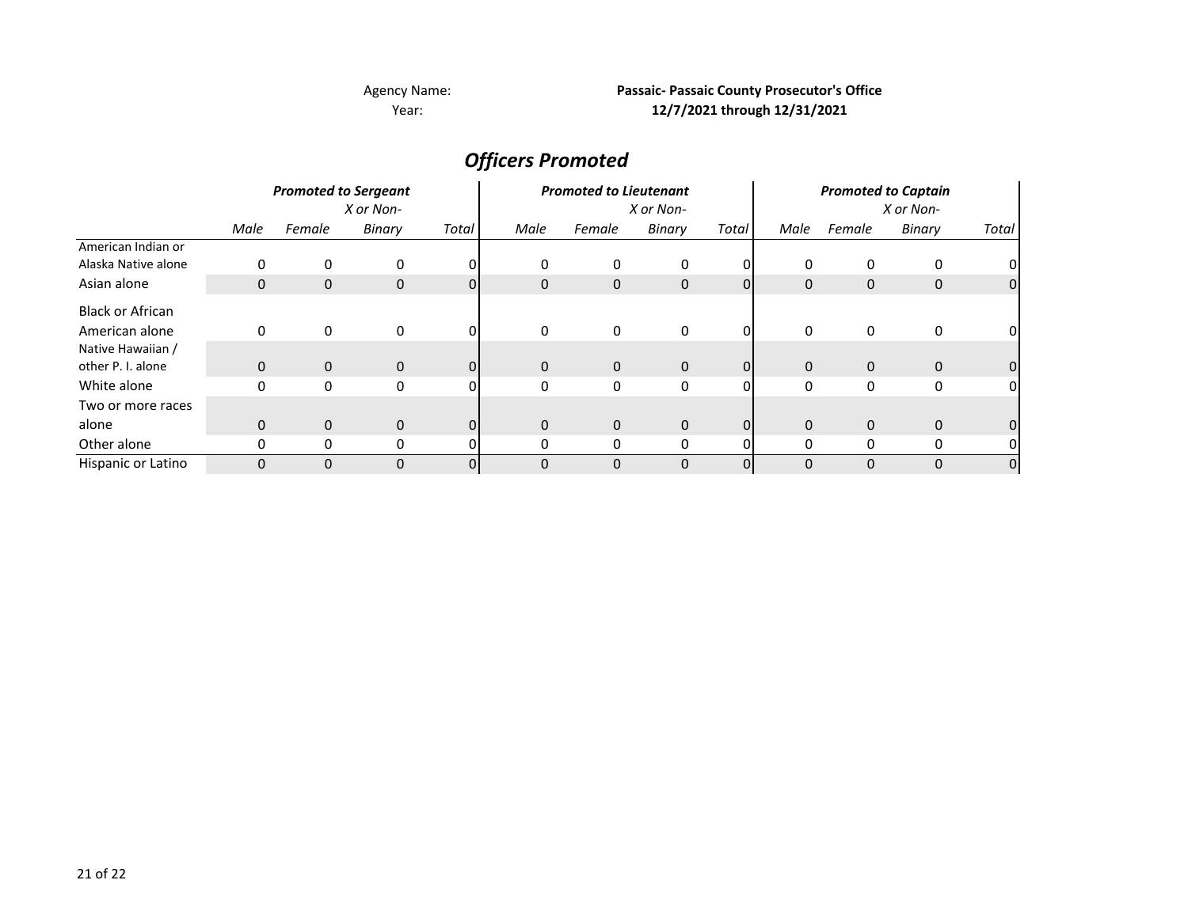Agency Name: **Passaic- Passaic County Prosecutor's Office**
Year: **12/7/2021 through 12/31/2021**

## *Officers Promoted*

| | ***Promoted to Sergeant*** | | | | ***Promoted to Lieutenant*** | | | | ***Promoted to Captain*** | | | |
|---|---|---|---|---|---|---|---|---|---|---|---|---|
| | *Male* | *Female* | *X or Non-Binary* | *Total* | *Male* | *Female* | *X or Non-Binary* | *Total* | *Male* | *Female* | *X or Non-Binary* | *Total* |
| American Indian or Alaska Native alone | 0 | 0 | 0 | 0 | 0 | 0 | 0 | 0 | 0 | 0 | 0 | 0 |
| Asian alone | 0 | 0 | 0 | 0 | 0 | 0 | 0 | 0 | 0 | 0 | 0 | 0 |
| Black or African American alone | 0 | 0 | 0 | 0 | 0 | 0 | 0 | 0 | 0 | 0 | 0 | 0 |
| Native Hawaiian / other P. I. alone | 0 | 0 | 0 | 0 | 0 | 0 | 0 | 0 | 0 | 0 | 0 | 0 |
| White alone | 0 | 0 | 0 | 0 | 0 | 0 | 0 | 0 | 0 | 0 | 0 | 0 |
| Two or more races alone | 0 | 0 | 0 | 0 | 0 | 0 | 0 | 0 | 0 | 0 | 0 | 0 |
| Other alone | 0 | 0 | 0 | 0 | 0 | 0 | 0 | 0 | 0 | 0 | 0 | 0 |
| Hispanic or Latino | 0 | 0 | 0 | 0 | 0 | 0 | 0 | 0 | 0 | 0 | 0 | 0 |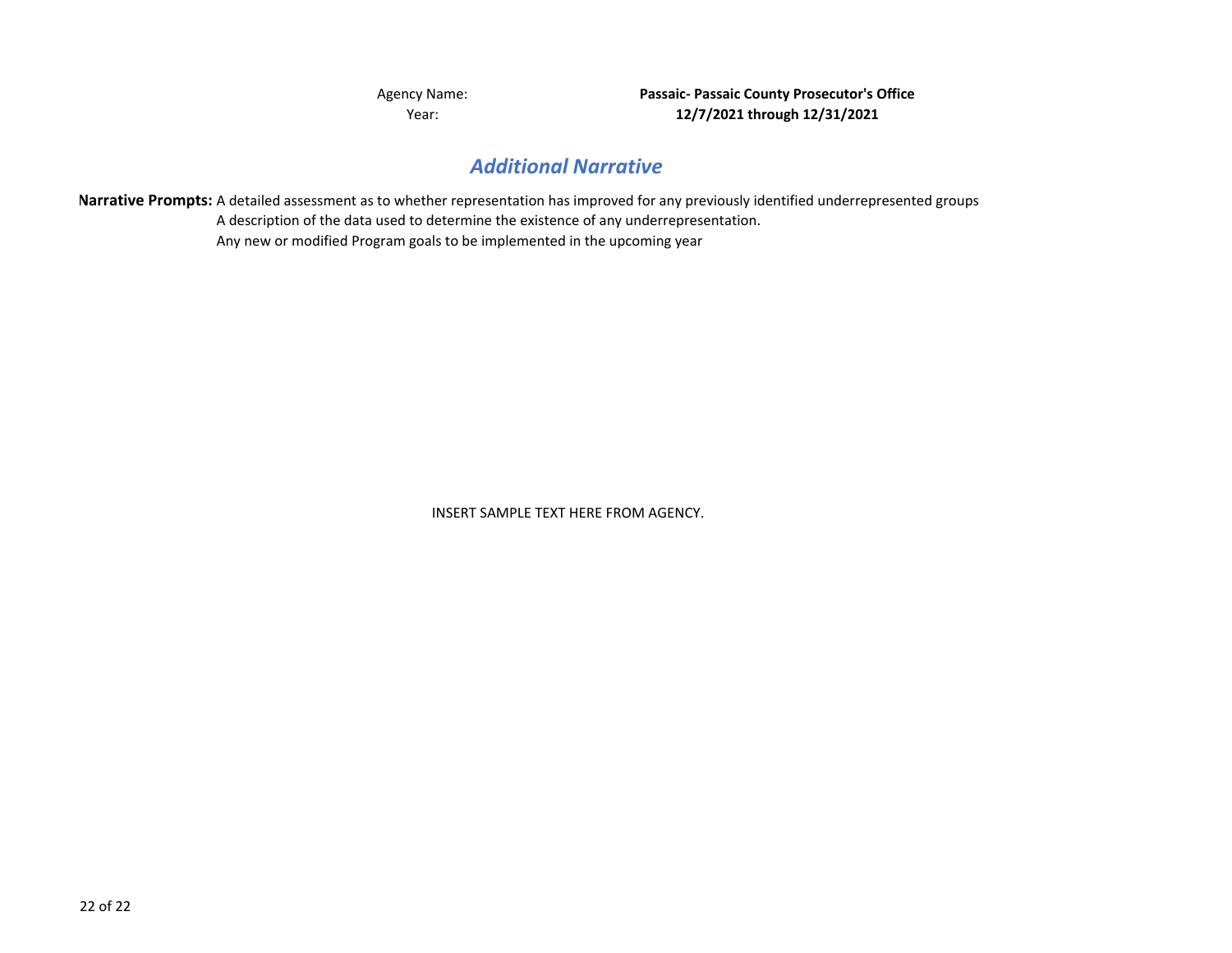Agency Name: **Passaic- Passaic County Prosecutor's Office**

Year: **12/7/2021 through 12/31/2021**

## *Additional Narrative*

**Narrative Prompts:** A detailed assessment as to whether representation has improved for any previously identified underrepresented groups

A description of the data used to determine the existence of any underrepresentation.

Any new or modified Program goals to be implemented in the upcoming year

INSERT SAMPLE TEXT HERE FROM AGENCY.